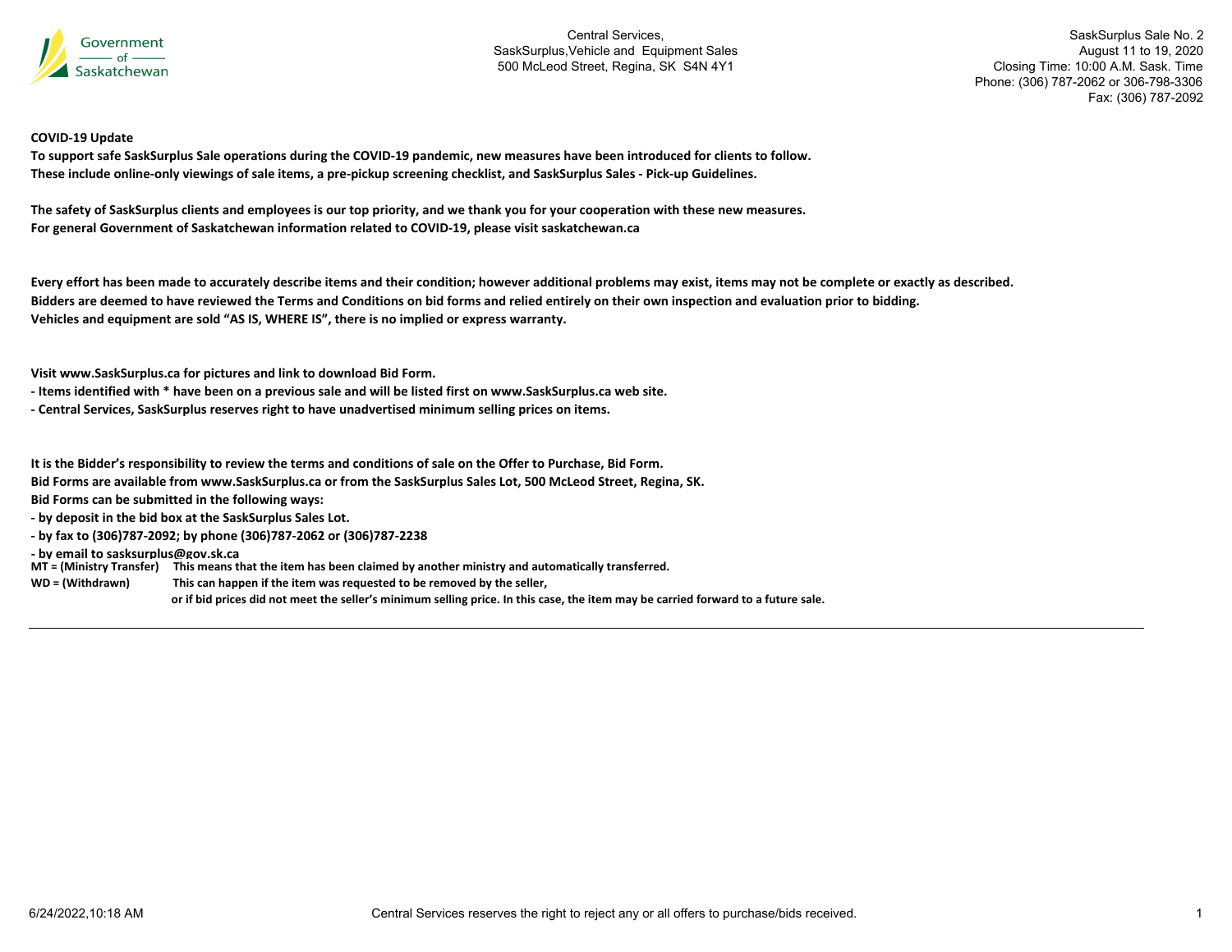Government of Saskatchewan

Central Services,
SaskSurplus,Vehicle and Equipment Sales
500 McLeod Street, Regina, SK S4N 4Y1

SaskSurplus Sale No. 2
August 11 to 19, 2020
Closing Time: 10:00 A.M. Sask. Time
Phone: (306) 787-2062 or 306-798-3306
Fax: (306) 787-2092

**COVID-19 Update**

**To support safe SaskSurplus Sale operations during the COVID-19 pandemic, new measures have been introduced for clients to follow.**
**These include online-only viewings of sale items, a pre-pickup screening checklist, and SaskSurplus Sales - Pick-up Guidelines.**

**The safety of SaskSurplus clients and employees is our top priority, and we thank you for your cooperation with these new measures.**
**For general Government of Saskatchewan information related to COVID-19, please visit saskatchewan.ca**

**Every effort has been made to accurately describe items and their condition; however additional problems may exist, items may not be complete or exactly as described.**
**Bidders are deemed to have reviewed the Terms and Conditions on bid forms and relied entirely on their own inspection and evaluation prior to bidding.**
**Vehicles and equipment are sold "AS IS, WHERE IS", there is no implied or express warranty.**

**Visit www.SaskSurplus.ca for pictures and link to download Bid Form.**
**- Items identified with * have been on a previous sale and will be listed first on www.SaskSurplus.ca web site.**
**- Central Services, SaskSurplus reserves right to have unadvertised minimum selling prices on items.**

**It is the Bidder's responsibility to review the terms and conditions of sale on the Offer to Purchase, Bid Form.**
**Bid Forms are available from www.SaskSurplus.ca or from the SaskSurplus Sales Lot, 500 McLeod Street, Regina, SK.**
**Bid Forms can be submitted in the following ways:**
**- by deposit in the bid box at the SaskSurplus Sales Lot.**
**- by fax to (306)787-2092; by phone (306)787-2062 or (306)787-2238**
**- by email to sasksurplus@gov.sk.ca**

**MT = (Ministry Transfer)** This means that the item has been claimed by another ministry and automatically transferred.
**WD = (Withdrawn)** This can happen if the item was requested to be removed by the seller, or if bid prices did not meet the seller's minimum selling price. In this case, the item may be carried forward to a future sale.

6/24/2022,10:18 AM

Central Services reserves the right to reject any or all offers to purchase/bids received.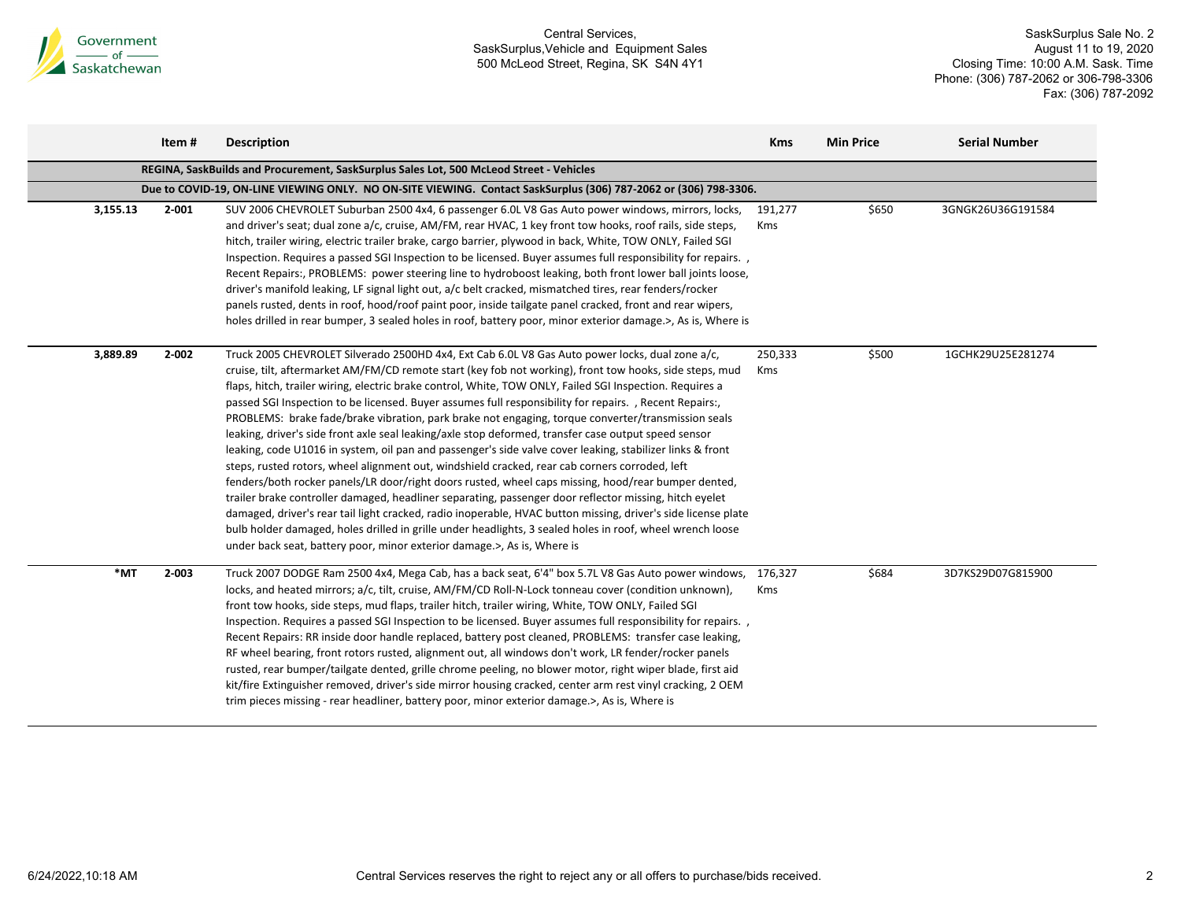Central Services,
SaskSurplus,Vehicle and Equipment Sales
500 McLeod Street, Regina, SK S4N 4Y1

SaskSurplus Sale No. 2
August 11 to 19, 2020
Closing Time: 10:00 A.M. Sask. Time
Phone: (306) 787-2062 or 306-798-3306
Fax: (306) 787-2092

| | Item # | Description | Kms | Min Price | Serial Number |
|---|---|---|---|---|---|
| | | **REGINA, SaskBuilds and Procurement, SaskSurplus Sales Lot, 500 McLeod Street - Vehicles** | | | |
| | | **Due to COVID-19, ON-LINE VIEWING ONLY. NO ON-SITE VIEWING. Contact SaskSurplus (306) 787-2062 or (306) 798-3306.** | | | |
| 3,155.13 | 2-001 | SUV 2006 CHEVROLET Suburban 2500 4x4, 6 passenger 6.0L V8 Gas Auto power windows, mirrors, locks, and driver's seat; dual zone a/c, cruise, AM/FM, rear HVAC, 1 key front tow hooks, roof rails, side steps, hitch, trailer wiring, electric trailer brake, cargo barrier, plywood in back, White, TOW ONLY, Failed SGI Inspection. Requires a passed SGI Inspection to be licensed. Buyer assumes full responsibility for repairs. , Recent Repairs:, PROBLEMS: power steering line to hydroboost leaking, both front lower ball joints loose, driver's manifold leaking, LF signal light out, a/c belt cracked, mismatched tires, rear fenders/rocker panels rusted, dents in roof, hood/roof paint poor, inside tailgate panel cracked, front and rear wipers, holes drilled in rear bumper, 3 sealed holes in roof, battery poor, minor exterior damage.>, As is, Where is | 191,277 Kms | $650 | 3GNGK26U36G191584 |
| 3,889.89 | 2-002 | Truck 2005 CHEVROLET Silverado 2500HD 4x4, Ext Cab 6.0L V8 Gas Auto power locks, dual zone a/c, cruise, tilt, aftermarket AM/FM/CD remote start (key fob not working), front tow hooks, side steps, mud flaps, hitch, trailer wiring, electric brake control, White, TOW ONLY, Failed SGI Inspection. Requires a passed SGI Inspection to be licensed. Buyer assumes full responsibility for repairs. , Recent Repairs:, PROBLEMS: brake fade/brake vibration, park brake not engaging, torque converter/transmission seals leaking, driver's side front axle seal leaking/axle stop deformed, transfer case output speed sensor leaking, code U1016 in system, oil pan and passenger's side valve cover leaking, stabilizer links & front steps, rusted rotors, wheel alignment out, windshield cracked, rear cab corners corroded, left fenders/both rocker panels/LR door/right doors rusted, wheel caps missing, hood/rear bumper dented, trailer brake controller damaged, headliner separating, passenger door reflector missing, hitch eyelet damaged, driver's rear tail light cracked, radio inoperable, HVAC button missing, driver's side license plate bulb holder damaged, holes drilled in grille under headlights, 3 sealed holes in roof, wheel wrench loose under back seat, battery poor, minor exterior damage.>, As is, Where is | 250,333 Kms | $500 | 1GCHK29U25E281274 |
| *MT | 2-003 | Truck 2007 DODGE Ram 2500 4x4, Mega Cab, has a back seat, 6'4" box 5.7L V8 Gas Auto power windows, locks, and heated mirrors; a/c, tilt, cruise, AM/FM/CD Roll-N-Lock tonneau cover (condition unknown), front tow hooks, side steps, mud flaps, trailer hitch, trailer wiring, White, TOW ONLY, Failed SGI Inspection. Requires a passed SGI Inspection to be licensed. Buyer assumes full responsibility for repairs. , Recent Repairs: RR inside door handle replaced, battery post cleaned, PROBLEMS: transfer case leaking, RF wheel bearing, front rotors rusted, alignment out, all windows don't work, LR fender/rocker panels rusted, rear bumper/tailgate dented, grille chrome peeling, no blower motor, right wiper blade, first aid kit/fire Extinguisher removed, driver's side mirror housing cracked, center arm rest vinyl cracking, 2 OEM trim pieces missing - rear headliner, battery poor, minor exterior damage.>, As is, Where is | 176,327 Kms | $684 | 3D7KS29D07G815900 |

Central Services reserves the right to reject any or all offers to purchase/bids received.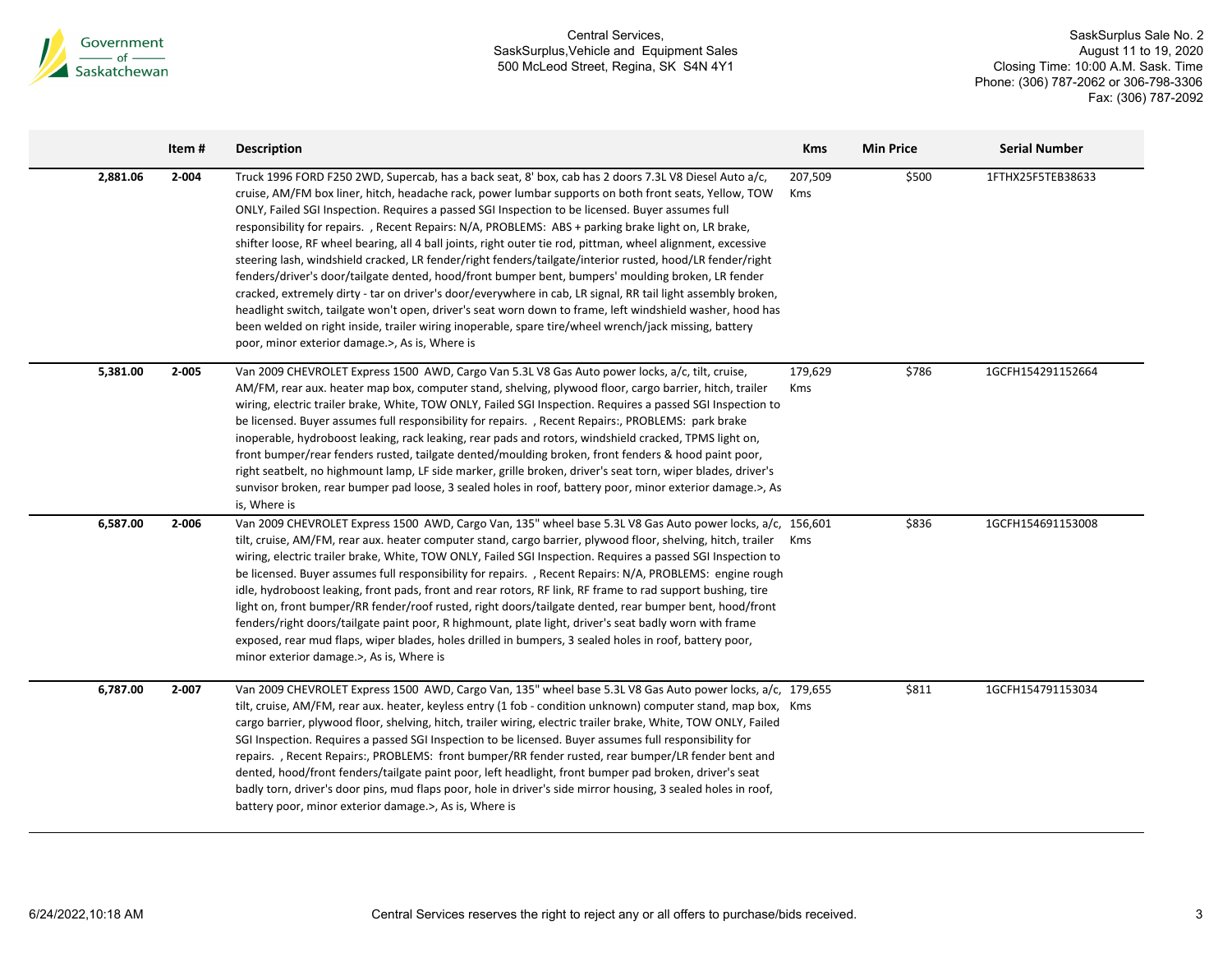| | Item # | Description | Kms | Min Price | Serial Number |
|---|---|---|---|---|---|
| 2,881.06 | 2-004 | Truck 1996 FORD F250 2WD, Supercab, has a back seat, 8' box, cab has 2 doors 7.3L V8 Diesel Auto a/c, cruise, AM/FM box liner, hitch, headache rack, power lumbar supports on both front seats, Yellow, TOW ONLY, Failed SGI Inspection. Requires a passed SGI Inspection to be licensed. Buyer assumes full responsibility for repairs. , Recent Repairs: N/A, PROBLEMS: ABS + parking brake light on, LR brake, shifter loose, RF wheel bearing, all 4 ball joints, right outer tie rod, pittman, wheel alignment, excessive steering lash, windshield cracked, LR fender/right fenders/tailgate/interior rusted, hood/LR fender/right fenders/driver's door/tailgate dented, hood/front bumper bent, bumpers' moulding broken, LR fender cracked, extremely dirty - tar on driver's door/everywhere in cab, LR signal, RR tail light assembly broken, headlight switch, tailgate won't open, driver's seat worn down to frame, left windshield washer, hood has been welded on right inside, trailer wiring inoperable, spare tire/wheel wrench/jack missing, battery poor, minor exterior damage.>, As is, Where is | 207,509 Kms | $500 | 1FTHX25F5TEB38633 |
| 5,381.00 | 2-005 | Van 2009 CHEVROLET Express 1500 AWD, Cargo Van 5.3L V8 Gas Auto power locks, a/c, tilt, cruise, AM/FM, rear aux. heater map box, computer stand, shelving, plywood floor, cargo barrier, hitch, trailer wiring, electric trailer brake, White, TOW ONLY, Failed SGI Inspection. Requires a passed SGI Inspection to be licensed. Buyer assumes full responsibility for repairs. , Recent Repairs:, PROBLEMS: park brake inoperable, hydroboost leaking, rack leaking, rear pads and rotors, windshield cracked, TPMS light on, front bumper/rear fenders rusted, tailgate dented/moulding broken, front fenders & hood paint poor, right seatbelt, no highmount lamp, LF side marker, grille broken, driver's seat torn, wiper blades, driver's sunvisor broken, rear bumper pad loose, 3 sealed holes in roof, battery poor, minor exterior damage.>, As is, Where is | 179,629 Kms | $786 | 1GCFH154291152664 |
| 6,587.00 | 2-006 | Van 2009 CHEVROLET Express 1500 AWD, Cargo Van, 135" wheel base 5.3L V8 Gas Auto power locks, a/c, tilt, cruise, AM/FM, rear aux. heater computer stand, cargo barrier, plywood floor, shelving, hitch, trailer wiring, electric trailer brake, White, TOW ONLY, Failed SGI Inspection. Requires a passed SGI Inspection to be licensed. Buyer assumes full responsibility for repairs. , Recent Repairs: N/A, PROBLEMS: engine rough idle, hydroboost leaking, front pads, front and rear rotors, RF link, RF frame to rad support bushing, tire light on, front bumper/RR fender/roof rusted, right doors/tailgate dented, rear bumper bent, hood/front fenders/right doors/tailgate paint poor, R highmount, plate light, driver's seat badly worn with frame exposed, rear mud flaps, wiper blades, holes drilled in bumpers, 3 sealed holes in roof, battery poor, minor exterior damage.>, As is, Where is | 156,601 Kms | $836 | 1GCFH154691153008 |
| 6,787.00 | 2-007 | Van 2009 CHEVROLET Express 1500 AWD, Cargo Van, 135" wheel base 5.3L V8 Gas Auto power locks, a/c, tilt, cruise, AM/FM, rear aux. heater, keyless entry (1 fob - condition unknown) computer stand, map box, cargo barrier, plywood floor, shelving, hitch, trailer wiring, electric trailer brake, White, TOW ONLY, Failed SGI Inspection. Requires a passed SGI Inspection to be licensed. Buyer assumes full responsibility for repairs. , Recent Repairs:, PROBLEMS: front bumper/RR fender rusted, rear bumper/LR fender bent and dented, hood/front fenders/tailgate paint poor, left headlight, front bumper pad broken, driver's seat badly torn, driver's door pins, mud flaps poor, hole in driver's side mirror housing, 3 sealed holes in roof, battery poor, minor exterior damage.>, As is, Where is | 179,655 Kms | $811 | 1GCFH154791153034 |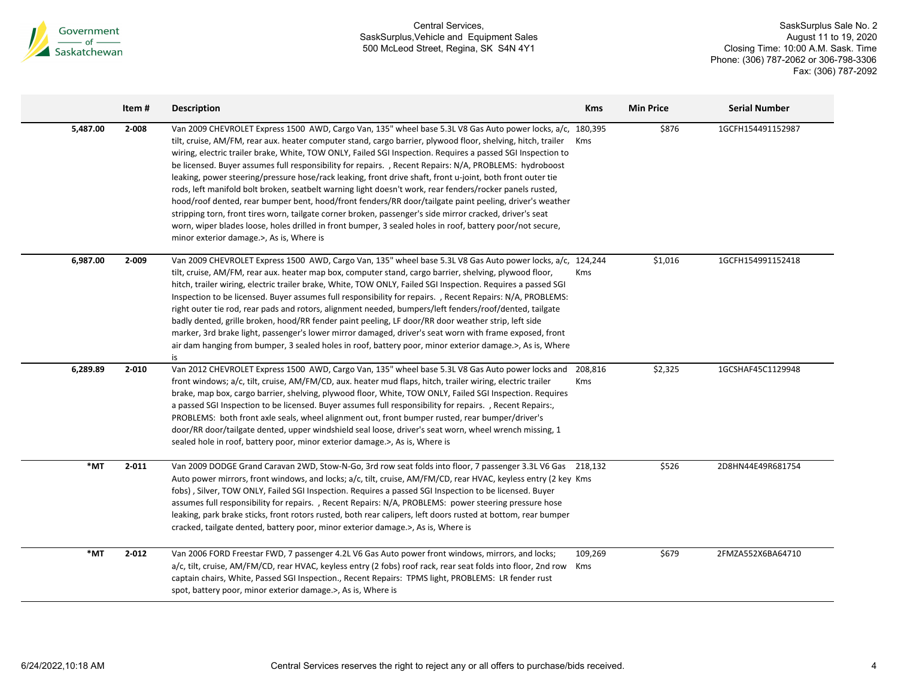| | Item # | Description | Kms | Min Price | Serial Number |
|---|---|---|---|---|---|
| 5,487.00 | 2-008 | Van 2009 CHEVROLET Express 1500 AWD, Cargo Van, 135" wheel base 5.3L V8 Gas Auto power locks, a/c, tilt, cruise, AM/FM, rear aux. heater computer stand, cargo barrier, plywood floor, shelving, hitch, trailer wiring, electric trailer brake, White, TOW ONLY, Failed SGI Inspection. Requires a passed SGI Inspection to be licensed. Buyer assumes full responsibility for repairs. , Recent Repairs: N/A, PROBLEMS: hydroboost leaking, power steering/pressure hose/rack leaking, front drive shaft, front u-joint, both front outer tie rods, left manifold bolt broken, seatbelt warning light doesn't work, rear fenders/rocker panels rusted, hood/roof dented, rear bumper bent, hood/front fenders/RR door/tailgate paint peeling, driver's weather stripping torn, front tires worn, tailgate corner broken, passenger's side mirror cracked, driver's seat worn, wiper blades loose, holes drilled in front bumper, 3 sealed holes in roof, battery poor/not secure, minor exterior damage.>, As is, Where is | 180,395 Kms | $876 | 1GCFH154491152987 |
| 6,987.00 | 2-009 | Van 2009 CHEVROLET Express 1500 AWD, Cargo Van, 135" wheel base 5.3L V8 Gas Auto power locks, a/c, tilt, cruise, AM/FM, rear aux. heater map box, computer stand, cargo barrier, shelving, plywood floor, hitch, trailer wiring, electric trailer brake, White, TOW ONLY, Failed SGI Inspection. Requires a passed SGI Inspection to be licensed. Buyer assumes full responsibility for repairs. , Recent Repairs: N/A, PROBLEMS: right outer tie rod, rear pads and rotors, alignment needed, bumpers/left fenders/roof/dented, tailgate badly dented, grille broken, hood/RR fender paint peeling, LF door/RR door weather strip, left side marker, 3rd brake light, passenger's lower mirror damaged, driver's seat worn with frame exposed, front air dam hanging from bumper, 3 sealed holes in roof, battery poor, minor exterior damage.>, As is, Where is | 124,244 Kms | $1,016 | 1GCFH154991152418 |
| 6,289.89 | 2-010 | Van 2012 CHEVROLET Express 1500 AWD, Cargo Van, 135" wheel base 5.3L V8 Gas Auto power locks and front windows; a/c, tilt, cruise, AM/FM/CD, aux. heater mud flaps, hitch, trailer wiring, electric trailer brake, map box, cargo barrier, shelving, plywood floor, White, TOW ONLY, Failed SGI Inspection. Requires a passed SGI Inspection to be licensed. Buyer assumes full responsibility for repairs. , Recent Repairs:, PROBLEMS: both front axle seals, wheel alignment out, front bumper rusted, rear bumper/driver's door/RR door/tailgate dented, upper windshield seal loose, driver's seat worn, wheel wrench missing, 1 sealed hole in roof, battery poor, minor exterior damage.>, As is, Where is | 208,816 Kms | $2,325 | 1GCSHAF45C1129948 |
| *MT | 2-011 | Van 2009 DODGE Grand Caravan 2WD, Stow-N-Go, 3rd row seat folds into floor, 7 passenger 3.3L V6 Gas Auto power mirrors, front windows, and locks; a/c, tilt, cruise, AM/FM/CD, rear HVAC, keyless entry (2 key fobs) , Silver, TOW ONLY, Failed SGI Inspection. Requires a passed SGI Inspection to be licensed. Buyer assumes full responsibility for repairs. , Recent Repairs: N/A, PROBLEMS: power steering pressure hose leaking, park brake sticks, front rotors rusted, both rear calipers, left doors rusted at bottom, rear bumper cracked, tailgate dented, battery poor, minor exterior damage.>, As is, Where is | 218,132 Kms | $526 | 2D8HN44E49R681754 |
| *MT | 2-012 | Van 2006 FORD Freestar FWD, 7 passenger 4.2L V6 Gas Auto power front windows, mirrors, and locks; a/c, tilt, cruise, AM/FM/CD, rear HVAC, keyless entry (2 fobs) roof rack, rear seat folds into floor, 2nd row captain chairs, White, Passed SGI Inspection., Recent Repairs: TPMS light, PROBLEMS: LR fender rust spot, battery poor, minor exterior damage.>, As is, Where is | 109,269 Kms | $679 | 2FMZA552X6BA64710 |

Central Services reserves the right to reject any or all offers to purchase/bids received.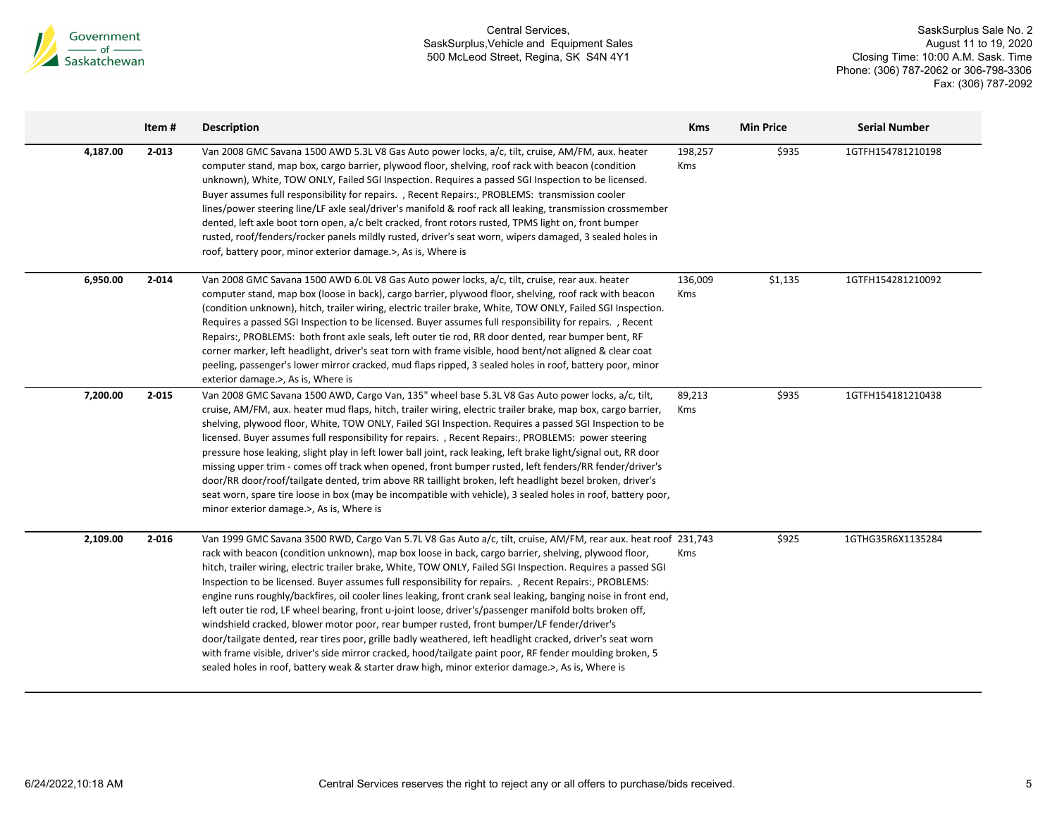| | Item # | Description | Kms | Min Price | Serial Number |
|---|---|---|---|---|---|
| 4,187.00 | 2-013 | Van 2008 GMC Savana 1500 AWD 5.3L V8 Gas Auto power locks, a/c, tilt, cruise, AM/FM, aux. heater computer stand, map box, cargo barrier, plywood floor, shelving, roof rack with beacon (condition unknown), White, TOW ONLY, Failed SGI Inspection. Requires a passed SGI Inspection to be licensed. Buyer assumes full responsibility for repairs. , Recent Repairs:, PROBLEMS: transmission cooler lines/power steering line/LF axle seal/driver's manifold & roof rack all leaking, transmission crossmember dented, left axle boot torn open, a/c belt cracked, front rotors rusted, TPMS light on, front bumper rusted, roof/fenders/rocker panels mildly rusted, driver's seat worn, wipers damaged, 3 sealed holes in roof, battery poor, minor exterior damage.>, As is, Where is | 198,257 Kms | $935 | 1GTFH154781210198 |
| 6,950.00 | 2-014 | Van 2008 GMC Savana 1500 AWD 6.0L V8 Gas Auto power locks, a/c, tilt, cruise, rear aux. heater computer stand, map box (loose in back), cargo barrier, plywood floor, shelving, roof rack with beacon (condition unknown), hitch, trailer wiring, electric trailer brake, White, TOW ONLY, Failed SGI Inspection. Requires a passed SGI Inspection to be licensed. Buyer assumes full responsibility for repairs. , Recent Repairs:, PROBLEMS: both front axle seals, left outer tie rod, RR door dented, rear bumper bent, RF corner marker, left headlight, driver's seat torn with frame visible, hood bent/not aligned & clear coat peeling, passenger's lower mirror cracked, mud flaps ripped, 3 sealed holes in roof, battery poor, minor exterior damage.>, As is, Where is | 136,009 Kms | $1,135 | 1GTFH154281210092 |
| 7,200.00 | 2-015 | Van 2008 GMC Savana 1500 AWD, Cargo Van, 135" wheel base 5.3L V8 Gas Auto power locks, a/c, tilt, cruise, AM/FM, aux. heater mud flaps, hitch, trailer wiring, electric trailer brake, map box, cargo barrier, shelving, plywood floor, White, TOW ONLY, Failed SGI Inspection. Requires a passed SGI Inspection to be licensed. Buyer assumes full responsibility for repairs. , Recent Repairs:, PROBLEMS: power steering pressure hose leaking, slight play in left lower ball joint, rack leaking, left brake light/signal out, RR door missing upper trim - comes off track when opened, front bumper rusted, left fenders/RR fender/driver's door/RR door/roof/tailgate dented, trim above RR taillight broken, left headlight bezel broken, driver's seat worn, spare tire loose in box (may be incompatible with vehicle), 3 sealed holes in roof, battery poor, minor exterior damage.>, As is, Where is | 89,213 Kms | $935 | 1GTFH154181210438 |
| 2,109.00 | 2-016 | Van 1999 GMC Savana 3500 RWD, Cargo Van 5.7L V8 Gas Auto a/c, tilt, cruise, AM/FM, rear aux. heat roof rack with beacon (condition unknown), map box loose in back, cargo barrier, shelving, plywood floor, hitch, trailer wiring, electric trailer brake, White, TOW ONLY, Failed SGI Inspection. Requires a passed SGI Inspection to be licensed. Buyer assumes full responsibility for repairs. , Recent Repairs:, PROBLEMS: engine runs roughly/backfires, oil cooler lines leaking, front crank seal leaking, banging noise in front end, left outer tie rod, LF wheel bearing, front u-joint loose, driver's/passenger manifold bolts broken off, windshield cracked, blower motor poor, rear bumper rusted, front bumper/LF fender/driver's door/tailgate dented, rear tires poor, grille badly weathered, left headlight cracked, driver's seat worn with frame visible, driver's side mirror cracked, hood/tailgate paint poor, RF fender moulding broken, 5 sealed holes in roof, battery weak & starter draw high, minor exterior damage.>, As is, Where is | 231,743 Kms | $925 | 1GTHG35R6X1135284 |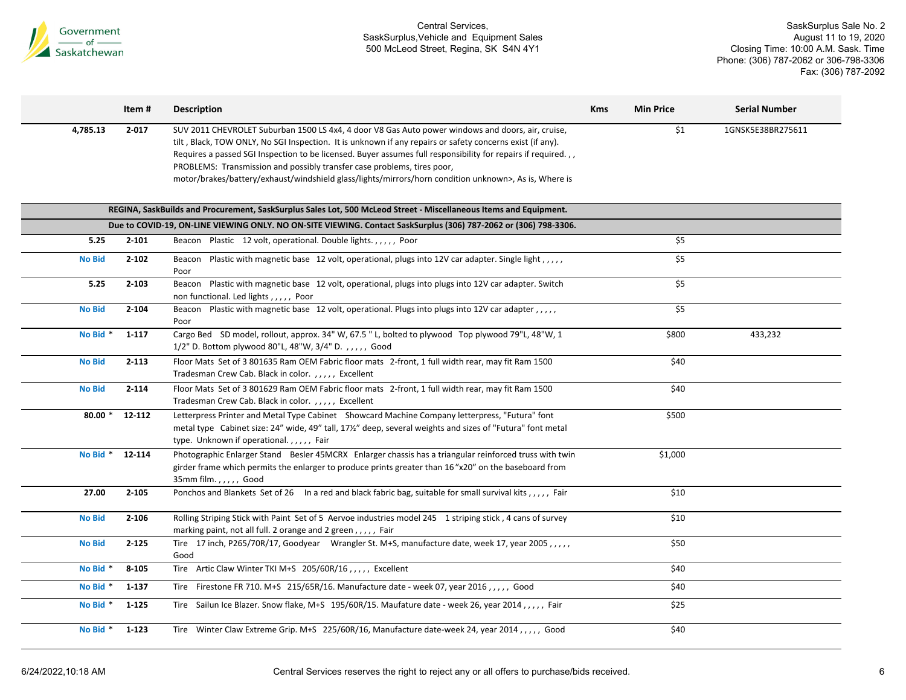| | Item # | Description | Kms | Min Price | Serial Number |
|---|---|---|---|---|---|
| 4,785.13 | 2-017 | SUV 2011 CHEVROLET Suburban 1500 LS 4x4, 4 door V8 Gas Auto power windows and doors, air, cruise, tilt , Black, TOW ONLY, No SGI Inspection. It is unknown if any repairs or safety concerns exist (if any). Requires a passed SGI Inspection to be licensed. Buyer assumes full responsibility for repairs if required. , , PROBLEMS: Transmission and possibly transfer case problems, tires poor, motor/brakes/battery/exhaust/windshield glass/lights/mirrors/horn condition unknown>, As is, Where is | | $1 | 1GNSK5E38BR275611 |
| | | **REGINA, SaskBuilds and Procurement, SaskSurplus Sales Lot, 500 McLeod Street - Miscellaneous Items and Equipment.** | | | |
| | | **Due to COVID-19, ON-LINE VIEWING ONLY. NO ON-SITE VIEWING. Contact SaskSurplus (306) 787-2062 or (306) 798-3306.** | | | |
| 5.25 | 2-101 | Beacon Plastic 12 volt, operational. Double lights. , , , , , Poor | | $5 | |
| No Bid | 2-102 | Beacon Plastic with magnetic base 12 volt, operational, plugs into 12V car adapter. Single light , , , , , Poor | | $5 | |
| 5.25 | 2-103 | Beacon Plastic with magnetic base 12 volt, operational, plugs into plugs into 12V car adapter. Switch non functional. Led lights , , , , , Poor | | $5 | |
| No Bid | 2-104 | Beacon Plastic with magnetic base 12 volt, operational. Plugs into plugs into 12V car adapter , , , , , Poor | | $5 | |
| No Bid * | 1-117 | Cargo Bed SD model, rollout, approx. 34" W, 67.5 " L, bolted to plywood Top plywood 79"L, 48"W, 1 1/2" D. Bottom plywood 80"L, 48"W, 3/4" D. , , , , , Good | | $800 | 433,232 |
| No Bid | 2-113 | Floor Mats Set of 3 801635 Ram OEM Fabric floor mats 2-front, 1 full width rear, may fit Ram 1500 Tradesman Crew Cab. Black in color. , , , , , Excellent | | $40 | |
| No Bid | 2-114 | Floor Mats Set of 3 801629 Ram OEM Fabric floor mats 2-front, 1 full width rear, may fit Ram 1500 Tradesman Crew Cab. Black in color. , , , , , Excellent | | $40 | |
| 80.00 * | 12-112 | Letterpress Printer and Metal Type Cabinet Showcard Machine Company letterpress, "Futura" font metal type Cabinet size: 24" wide, 49" tall, 17½" deep, several weights and sizes of "Futura" font metal type. Unknown if operational. , , , , , Fair | | $500 | |
| No Bid * | 12-114 | Photographic Enlarger Stand Besler 45MCRX Enlarger chassis has a triangular reinforced truss with twin girder frame which permits the enlarger to produce prints greater than 16"x20" on the baseboard from 35mm film. , , , , , Good | | $1,000 | |
| 27.00 | 2-105 | Ponchos and Blankets Set of 26 In a red and black fabric bag, suitable for small survival kits , , , , , Fair | | $10 | |
| No Bid | 2-106 | Rolling Striping Stick with Paint Set of 5 Aervoe industries model 245 1 striping stick , 4 cans of survey marking paint, not all full. 2 orange and 2 green , , , , , Fair | | $10 | |
| No Bid | 2-125 | Tire 17 inch, P265/70R/17, Goodyear Wrangler St. M+S, manufacture date, week 17, year 2005 , , , , , Good | | $50 | |
| No Bid * | 8-105 | Tire Artic Claw Winter TKI M+S 205/60R/16 , , , , , Excellent | | $40 | |
| No Bid * | 1-137 | Tire Firestone FR 710. M+S 215/65R/16. Manufacture date - week 07, year 2016 , , , , , Good | | $40 | |
| No Bid * | 1-125 | Tire Sailun Ice Blazer. Snow flake, M+S 195/60R/15. Maufature date - week 26, year 2014 , , , , , Fair | | $25 | |
| No Bid * | 1-123 | Tire Winter Claw Extreme Grip. M+S 225/60R/16, Manufacture date-week 24, year 2014 , , , , , Good | | $40 | |

Central Services reserves the right to reject any or all offers to purchase/bids received.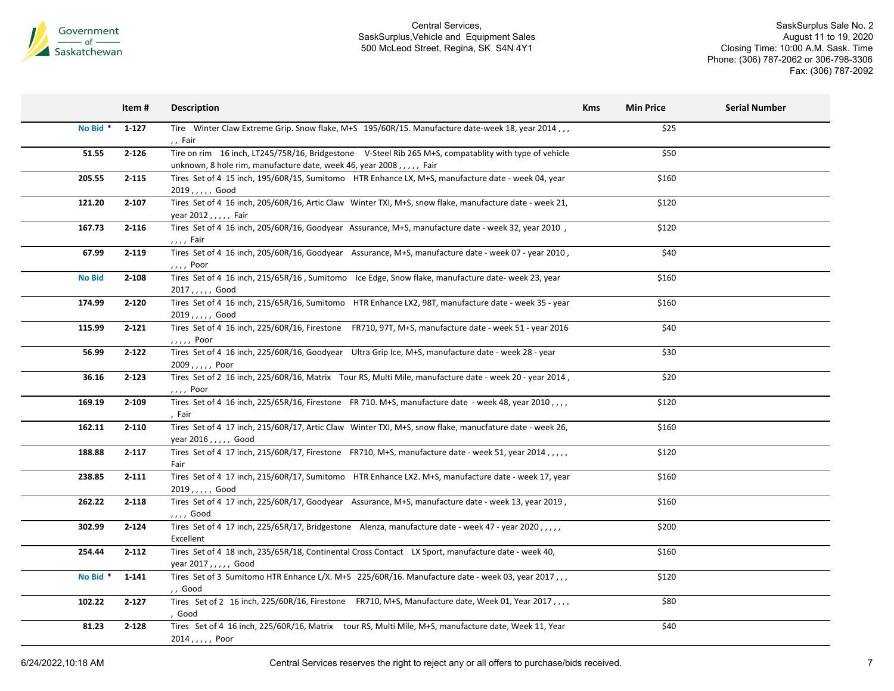Government of Saskatchewan

Central Services,
SaskSurplus,Vehicle and Equipment Sales
500 McLeod Street, Regina, SK S4N 4Y1

SaskSurplus Sale No. 2
August 11 to 19, 2020
Closing Time: 10:00 A.M. Sask. Time
Phone: (306) 787-2062 or 306-798-3306
Fax: (306) 787-2092

| | Item # | Description | Kms | Min Price | Serial Number |
|---|---|---|---|---|---|
| No Bid * | 1-127 | Tire Winter Claw Extreme Grip. Snow flake, M+S 195/60R/15. Manufacture date-week 18, year 2014 , , , , , Fair | | $25 | |
| 51.55 | 2-126 | Tire on rim 16 inch, LT245/75R/16, Bridgestone V-Steel Rib 265 M+S, compatablity with type of vehicle unknown, 8 hole rim, manufacture date, week 46, year 2008 , , , , , Fair | | $50 | |
| 205.55 | 2-115 | Tires Set of 4 15 inch, 195/60R/15, Sumitomo HTR Enhance LX, M+S, manufacture date - week 04, year 2019 , , , , , Good | | $160 | |
| 121.20 | 2-107 | Tires Set of 4 16 inch, 205/60R/16, Artic Claw Winter TXI, M+S, snow flake, manufacture date - week 21, year 2012 , , , , , Fair | | $120 | |
| 167.73 | 2-116 | Tires Set of 4 16 inch, 205/60R/16, Goodyear Assurance, M+S, manufacture date - week 32, year 2010 , , , , , Fair | | $120 | |
| 67.99 | 2-119 | Tires Set of 4 16 inch, 205/60R/16, Goodyear Assurance, M+S, manufacture date - week 07 - year 2010 , , , , , Poor | | $40 | |
| No Bid | 2-108 | Tires Set of 4 16 inch, 215/65R/16 , Sumitomo Ice Edge, Snow flake, manufacture date- week 23, year 2017 , , , , , Good | | $160 | |
| 174.99 | 2-120 | Tires Set of 4 16 inch, 215/65R/16, Sumitomo HTR Enhance LX2, 98T, manufacture date - week 35 - year 2019 , , , , , Good | | $160 | |
| 115.99 | 2-121 | Tires Set of 4 16 inch, 225/60R/16, Firestone FR710, 97T, M+S, manufacture date - week 51 - year 2016 , , , , , Poor | | $40 | |
| 56.99 | 2-122 | Tires Set of 4 16 inch, 225/60R/16, Goodyear Ultra Grip Ice, M+S, manufacture date - week 28 - year 2009 , , , , , Poor | | $30 | |
| 36.16 | 2-123 | Tires Set of 2 16 inch, 225/60R/16, Matrix Tour RS, Multi Mile, manufacture date - week 20 - year 2014 , , , , , Poor | | $20 | |
| 169.19 | 2-109 | Tires Set of 4 16 inch, 225/65R/16, Firestone FR 710. M+S, manufacture date - week 48, year 2010 , , , , , Fair | | $120 | |
| 162.11 | 2-110 | Tires Set of 4 17 inch, 215/60R/17, Artic Claw Winter TXI, M+S, snow flake, manucfature date - week 26, year 2016 , , , , , Good | | $160 | |
| 188.88 | 2-117 | Tires Set of 4 17 inch, 215/60R/17, Firestone FR710, M+S, manufacture date - week 51, year 2014 , , , , , Fair | | $120 | |
| 238.85 | 2-111 | Tires Set of 4 17 inch, 215/60R/17, Sumitomo HTR Enhance LX2. M+S, manufacture date - week 17, year 2019 , , , , , Good | | $160 | |
| 262.22 | 2-118 | Tires Set of 4 17 inch, 225/60R/17, Goodyear Assurance, M+S, manufacture date - week 13, year 2019 , , , , , Good | | $160 | |
| 302.99 | 2-124 | Tires Set of 4 17 inch, 225/65R/17, Bridgestone Alenza, manufacture date - week 47 - year 2020 , , , , , Excellent | | $200 | |
| 254.44 | 2-112 | Tires Set of 4 18 inch, 235/65R/18, Continental Cross Contact LX Sport, manufacture date - week 40, year 2017 , , , , , Good | | $160 | |
| No Bid * | 1-141 | Tires Set of 3 Sumitomo HTR Enhance L/X. M+S 225/60R/16. Manufacture date - week 03, year 2017 , , , , , Good | | $120 | |
| 102.22 | 2-127 | Tires Set of 2 16 inch, 225/60R/16, Firestone FR710, M+S, Manufacture date, Week 01, Year 2017 , , , , , Good | | $80 | |
| 81.23 | 2-128 | Tires Set of 4 16 inch, 225/60R/16, Matrix tour RS, Multi Mile, M+S, manufacture date, Week 11, Year 2014 , , , , , Poor | | $40 | |

6/24/2022,10:18 AM

Central Services reserves the right to reject any or all offers to purchase/bids received.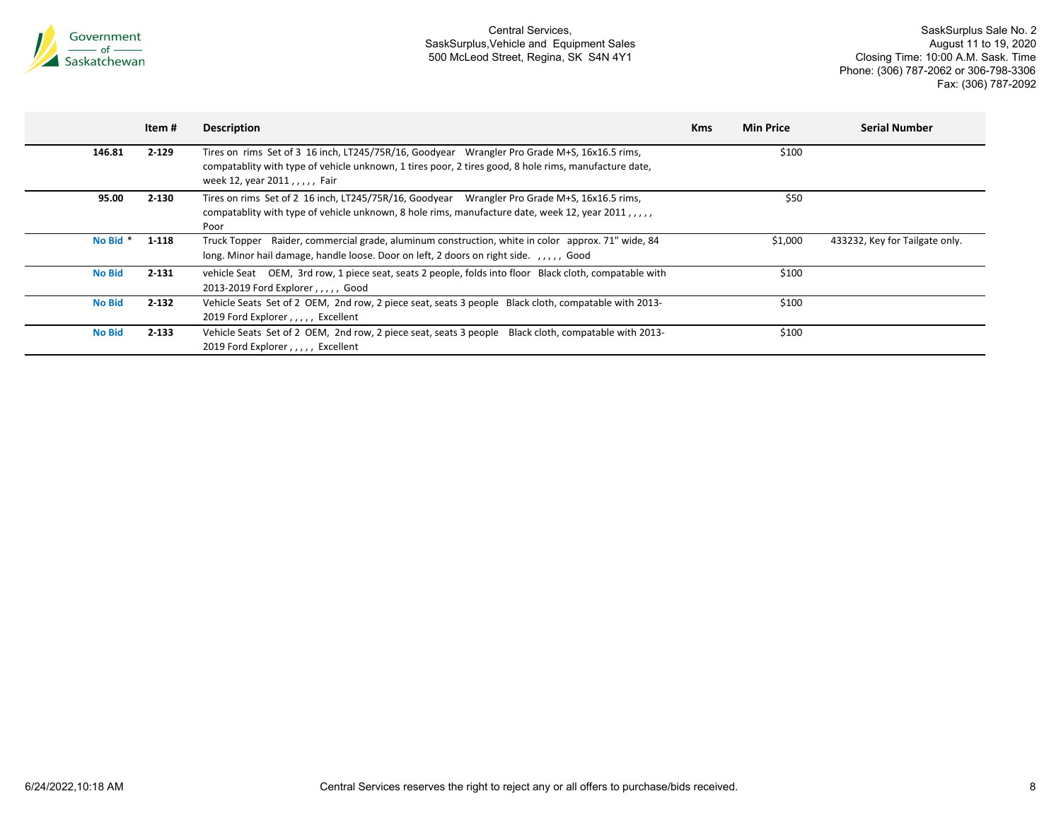| | Item # | Description | Kms | Min Price | Serial Number |
|---|---|---|---|---|---|
| 146.81 | 2-129 | Tires on rims Set of 3 16 inch, LT245/75R/16, Goodyear Wrangler Pro Grade M+S, 16x16.5 rims, compatablity with type of vehicle unknown, 1 tires poor, 2 tires good, 8 hole rims, manufacture date, week 12, year 2011 , , , , , Fair | | $100 | |
| 95.00 | 2-130 | Tires on rims Set of 2 16 inch, LT245/75R/16, Goodyear Wrangler Pro Grade M+S, 16x16.5 rims, compatablity with type of vehicle unknown, 8 hole rims, manufacture date, week 12, year 2011 , , , , , Poor | | $50 | |
| No Bid * | 1-118 | Truck Topper Raider, commercial grade, aluminum construction, white in color approx. 71" wide, 84 long. Minor hail damage, handle loose. Door on left, 2 doors on right side. , , , , , Good | | $1,000 | 433232, Key for Tailgate only. |
| No Bid | 2-131 | vehicle Seat OEM, 3rd row, 1 piece seat, seats 2 people, folds into floor Black cloth, compatable with 2013-2019 Ford Explorer , , , , , Good | | $100 | |
| No Bid | 2-132 | Vehicle Seats Set of 2 OEM, 2nd row, 2 piece seat, seats 3 people Black cloth, compatable with 2013-2019 Ford Explorer , , , , , Excellent | | $100 | |
| No Bid | 2-133 | Vehicle Seats Set of 2 OEM, 2nd row, 2 piece seat, seats 3 people Black cloth, compatable with 2013-2019 Ford Explorer , , , , , Excellent | | $100 | |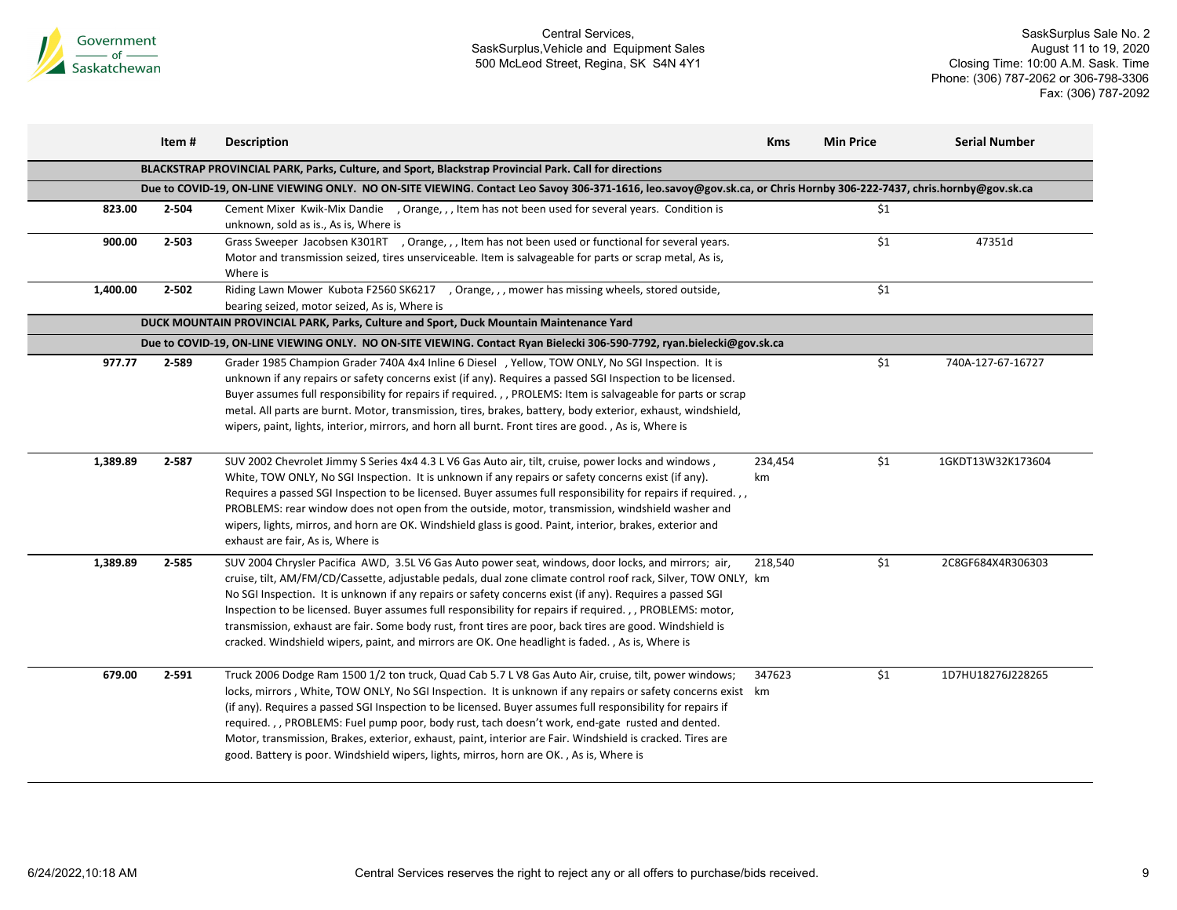| | Item # | Description | Kms | Min Price | Serial Number |
|---|---|---|---|---|---|
| | | **BLACKSTRAP PROVINCIAL PARK, Parks, Culture, and Sport, Blackstrap Provincial Park. Call for directions** | | | |
| | | **Due to COVID-19, ON-LINE VIEWING ONLY. NO ON-SITE VIEWING. Contact Leo Savoy 306-371-1616, leo.savoy@gov.sk.ca, or Chris Hornby 306-222-7437, chris.hornby@gov.sk.ca** | | | |
| **823.00** | **2-504** | Cement Mixer Kwik-Mix Dandie , Orange, , , Item has not been used for several years. Condition is unknown, sold as is., As is, Where is | | $1 | |
| **900.00** | **2-503** | Grass Sweeper Jacobsen K301RT , Orange, , , Item has not been used or functional for several years. Motor and transmission seized, tires unserviceable. Item is salvageable for parts or scrap metal, As is, Where is | | $1 | 47351d |
| **1,400.00** | **2-502** | Riding Lawn Mower Kubota F2560 SK6217 , Orange, , , mower has missing wheels, stored outside, bearing seized, motor seized, As is, Where is | | $1 | |
| | | **DUCK MOUNTAIN PROVINCIAL PARK, Parks, Culture and Sport, Duck Mountain Maintenance Yard** | | | |
| | | **Due to COVID-19, ON-LINE VIEWING ONLY. NO ON-SITE VIEWING. Contact Ryan Bielecki 306-590-7792, ryan.bielecki@gov.sk.ca** | | | |
| **977.77** | **2-589** | Grader 1985 Champion Grader 740A 4x4 Inline 6 Diesel , Yellow, TOW ONLY, No SGI Inspection. It is unknown if any repairs or safety concerns exist (if any). Requires a passed SGI Inspection to be licensed. Buyer assumes full responsibility for repairs if required. , , PROLEMS: Item is salvageable for parts or scrap metal. All parts are burnt. Motor, transmission, tires, brakes, battery, body exterior, exhaust, windshield, wipers, paint, lights, interior, mirrors, and horn all burnt. Front tires are good. , As is, Where is | | $1 | 740A-127-67-16727 |
| **1,389.89** | **2-587** | SUV 2002 Chevrolet Jimmy S Series 4x4 4.3 L V6 Gas Auto air, tilt, cruise, power locks and windows , White, TOW ONLY, No SGI Inspection. It is unknown if any repairs or safety concerns exist (if any). Requires a passed SGI Inspection to be licensed. Buyer assumes full responsibility for repairs if required. , , PROBLEMS: rear window does not open from the outside, motor, transmission, windshield washer and wipers, lights, mirros, and horn are OK. Windshield glass is good. Paint, interior, brakes, exterior and exhaust are fair, As is, Where is | 234,454 km | $1 | 1GKDT13W32K173604 |
| **1,389.89** | **2-585** | SUV 2004 Chrysler Pacifica AWD, 3.5L V6 Gas Auto power seat, windows, door locks, and mirrors; air, cruise, tilt, AM/FM/CD/Cassette, adjustable pedals, dual zone climate control roof rack, Silver, TOW ONLY, No SGI Inspection. It is unknown if any repairs or safety concerns exist (if any). Requires a passed SGI Inspection to be licensed. Buyer assumes full responsibility for repairs if required. , , PROBLEMS: motor, transmission, exhaust are fair. Some body rust, front tires are poor, back tires are good. Windshield is cracked. Windshield wipers, paint, and mirrors are OK. One headlight is faded. , As is, Where is | 218,540 km | $1 | 2C8GF684X4R306303 |
| **679.00** | **2-591** | Truck 2006 Dodge Ram 1500 1/2 ton truck, Quad Cab 5.7 L V8 Gas Auto Air, cruise, tilt, power windows; locks, mirrors , White, TOW ONLY, No SGI Inspection. It is unknown if any repairs or safety concerns exist (if any). Requires a passed SGI Inspection to be licensed. Buyer assumes full responsibility for repairs if required. , , PROBLEMS: Fuel pump poor, body rust, tach doesn't work, end-gate rusted and dented. Motor, transmission, Brakes, exterior, exhaust, paint, interior are Fair. Windshield is cracked. Tires are good. Battery is poor. Windshield wipers, lights, mirros, horn are OK. , As is, Where is | 347623 km | $1 | 1D7HU18276J228265 |

Central Services reserves the right to reject any or all offers to purchase/bids received.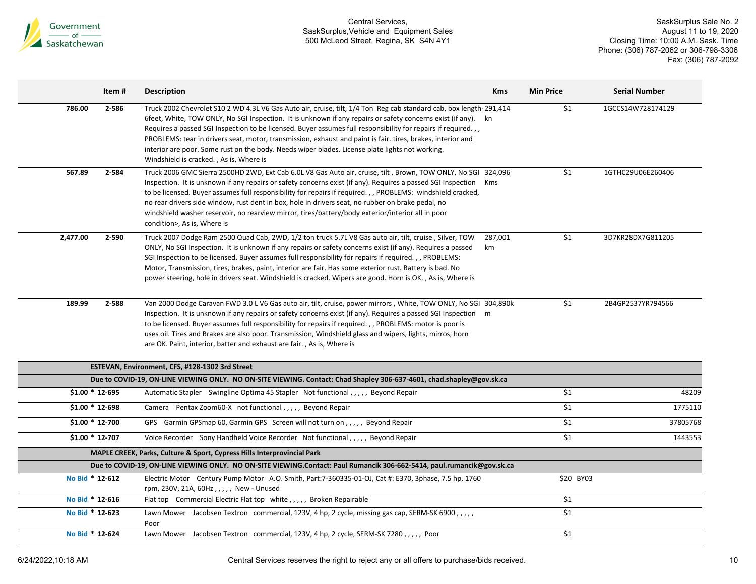Central Services,
SaskSurplus,Vehicle and Equipment Sales
500 McLeod Street, Regina, SK S4N 4Y1

SaskSurplus Sale No. 2
August 11 to 19, 2020
Closing Time: 10:00 A.M. Sask. Time
Phone: (306) 787-2062 or 306-798-3306
Fax: (306) 787-2092

| | Item # | Description | Kms | Min Price | Serial Number |
|---|---|---|---|---|---|
| 786.00 | 2-586 | Truck 2002 Chevrolet S10 2 WD 4.3L V6 Gas Auto air, cruise, tilt, 1/4 Ton Reg cab standard cab, box length-6feet, White, TOW ONLY, No SGI Inspection. It is unknown if any repairs or safety concerns exist (if any). Requires a passed SGI Inspection to be licensed. Buyer assumes full responsibility for repairs if required. , , PROBLEMS: tear in drivers seat, motor, transmission, exhaust and paint is fair. tires, brakes, interior and interior are poor. Some rust on the body. Needs wiper blades. License plate lights not working. Windshield is cracked. , As is, Where is | 291,414 kn | $1 | 1GCCS14W728174129 |
| 567.89 | 2-584 | Truck 2006 GMC Sierra 2500HD 2WD, Ext Cab 6.0L V8 Gas Auto air, cruise, tilt , Brown, TOW ONLY, No SGI Inspection. It is unknown if any repairs or safety concerns exist (if any). Requires a passed SGI Inspection to be licensed. Buyer assumes full responsibility for repairs if required. , , PROBLEMS: windshield cracked, no rear drivers side window, rust dent in box, hole in drivers seat, no rubber on brake pedal, no windshield washer reservoir, no rearview mirror, tires/battery/body exterior/interior all in poor condition>, As is, Where is | 324,096 Kms | $1 | 1GTHC29U06E260406 |
| 2,477.00 | 2-590 | Truck 2007 Dodge Ram 2500 Quad Cab, 2WD, 1/2 ton truck 5.7L V8 Gas auto air, tilt, cruise , Silver, TOW ONLY, No SGI Inspection. It is unknown if any repairs or safety concerns exist (if any). Requires a passed SGI Inspection to be licensed. Buyer assumes full responsibility for repairs if required. , , PROBLEMS: Motor, Transmission, tires, brakes, paint, interior are fair. Has some exterior rust. Battery is bad. No power steering, hole in drivers seat. Windshield is cracked. Wipers are good. Horn is OK. , As is, Where is | 287,001 km | $1 | 3D7KR28DX7G811205 |
| 189.99 | 2-588 | Van 2000 Dodge Caravan FWD 3.0 L V6 Gas auto air, tilt, cruise, power mirrors , White, TOW ONLY, No SGI Inspection. It is unknown if any repairs or safety concerns exist (if any). Requires a passed SGI Inspection to be licensed. Buyer assumes full responsibility for repairs if required. , , PROBLEMS: motor is poor is uses oil. Tires and Brakes are also poor. Transmission, Windshield glass and wipers, lights, mirros, horn are OK. Paint, interior, batter and exhaust are fair. , As is, Where is | 304,890km | $1 | 2B4GP2537YR794566 |
| | **ESTEVAN, Environment, CFS, #128-1302 3rd Street** | | | | |
| | **Due to COVID-19, ON-LINE VIEWING ONLY. NO ON-SITE VIEWING. Contact: Chad Shapley 306-637-4601, chad.shapley@gov.sk.ca** | | | | |
| $1.00 | * 12-695 | Automatic Stapler Swingline Optima 45 Stapler Not functional , , , , , Beyond Repair | | $1 | 48209 |
| $1.00 | * 12-698 | Camera Pentax Zoom60-X not functional , , , , , Beyond Repair | | $1 | 1775110 |
| $1.00 | * 12-700 | GPS Garmin GPSmap 60, Garmin GPS Screen will not turn on , , , , , Beyond Repair | | $1 | 37805768 |
| $1.00 | * 12-707 | Voice Recorder Sony Handheld Voice Recorder Not functional , , , , , Beyond Repair | | $1 | 1443553 |
| | **MAPLE CREEK, Parks, Culture & Sport, Cypress Hills Interprovincial Park** | | | | |
| | **Due to COVID-19, ON-LINE VIEWING ONLY. NO ON-SITE VIEWING.Contact: Paul Rumancik 306-662-5414, paul.rumancik@gov.sk.ca** | | | | |
| No Bid | * 12-612 | Electric Motor Century Pump Motor A.O. Smith, Part:7-360335-01-OJ, Cat #: E370, 3phase, 7.5 hp, 1760 rpm, 230V, 21A, 60Hz , , , , , New - Unused | | $20 | BY03 |
| No Bid | * 12-616 | Flat top Commercial Electric Flat top white , , , , , Broken Repairable | | $1 | |
| No Bid | * 12-623 | Lawn Mower Jacobsen Textron commercial, 123V, 4 hp, 2 cycle, missing gas cap, SERM-SK 6900 , , , , , Poor | | $1 | |
| No Bid | * 12-624 | Lawn Mower Jacobsen Textron commercial, 123V, 4 hp, 2 cycle, SERM-SK 7280 , , , , , Poor | | $1 | |

6/24/2022,10:18 AM

Central Services reserves the right to reject any or all offers to purchase/bids received.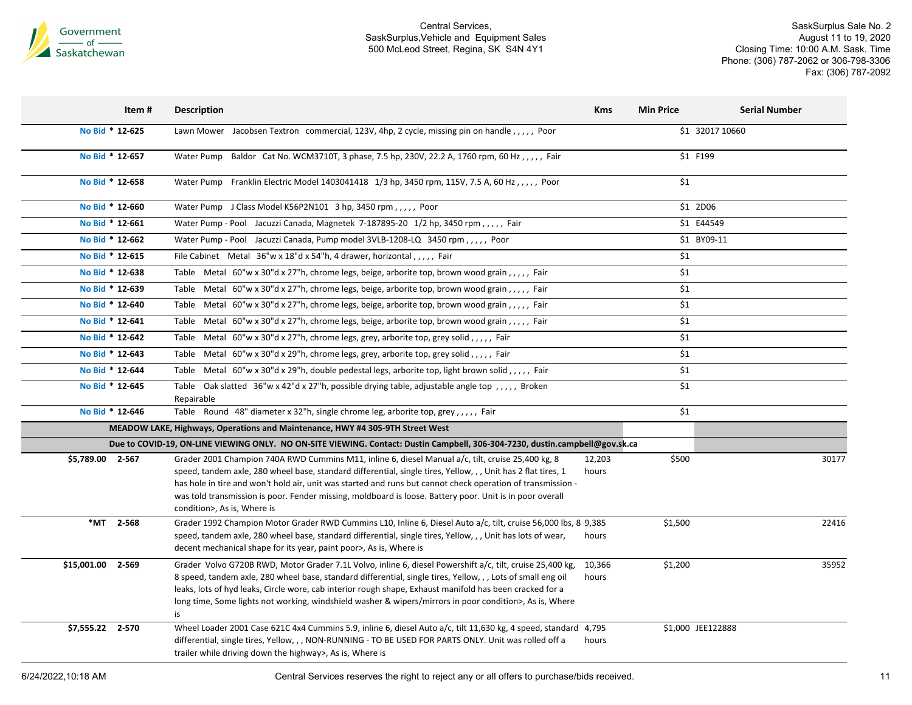| | Item # | Description | Kms | Min Price | Serial Number |
|---|---|---|---|---|---|
| No Bid * | 12-625 | Lawn Mower Jacobsen Textron commercial, 123V, 4hp, 2 cycle, missing pin on handle , , , , , Poor | | $1 | 32017 10660 |
| No Bid * | 12-657 | Water Pump Baldor Cat No. WCM3710T, 3 phase, 7.5 hp, 230V, 22.2 A, 1760 rpm, 60 Hz , , , , , Fair | | $1 | F199 |
| No Bid * | 12-658 | Water Pump Franklin Electric Model 1403041418 1/3 hp, 3450 rpm, 115V, 7.5 A, 60 Hz , , , , , Poor | | $1 | |
| No Bid * | 12-660 | Water Pump J Class Model K56P2N101 3 hp, 3450 rpm , , , , , Poor | | $1 | 2D06 |
| No Bid * | 12-661 | Water Pump - Pool Jacuzzi Canada, Magnetek 7-187895-20 1/2 hp, 3450 rpm , , , , , Fair | | $1 | E44549 |
| No Bid * | 12-662 | Water Pump - Pool Jacuzzi Canada, Pump model 3VLB-1208-LQ 3450 rpm , , , , , Poor | | $1 | BY09-11 |
| No Bid * | 12-615 | File Cabinet Metal 36"w x 18"d x 54"h, 4 drawer, horizontal , , , , , Fair | | $1 | |
| No Bid * | 12-638 | Table Metal 60"w x 30"d x 27"h, chrome legs, beige, arborite top, brown wood grain , , , , , Fair | | $1 | |
| No Bid * | 12-639 | Table Metal 60"w x 30"d x 27"h, chrome legs, beige, arborite top, brown wood grain , , , , , Fair | | $1 | |
| No Bid * | 12-640 | Table Metal 60"w x 30"d x 27"h, chrome legs, beige, arborite top, brown wood grain , , , , , Fair | | $1 | |
| No Bid * | 12-641 | Table Metal 60"w x 30"d x 27"h, chrome legs, beige, arborite top, brown wood grain , , , , , Fair | | $1 | |
| No Bid * | 12-642 | Table Metal 60"w x 30"d x 27"h, chrome legs, grey, arborite top, grey solid , , , , , Fair | | $1 | |
| No Bid * | 12-643 | Table Metal 60"w x 30"d x 29"h, chrome legs, grey, arborite top, grey solid , , , , , Fair | | $1 | |
| No Bid * | 12-644 | Table Metal 60"w x 30"d x 29"h, double pedestal legs, arborite top, light brown solid , , , , , Fair | | $1 | |
| No Bid * | 12-645 | Table Oak slatted 36"w x 42"d x 27"h, possible drying table, adjustable angle top , , , , , Broken Repairable | | $1 | |
| No Bid * | 12-646 | Table Round 48" diameter x 32"h, single chrome leg, arborite top, grey , , , , , Fair | | $1 | |
| | **MEADOW LAKE, Highways, Operations and Maintenance, HWY #4 305-9TH Street West** | | | | |
| | **Due to COVID-19, ON-LINE VIEWING ONLY. NO ON-SITE VIEWING. Contact: Dustin Campbell, 306-304-7230, dustin.campbell@gov.sk.ca** | | | | |
| $5,789.00 | 2-567 | Grader 2001 Champion 740A RWD Cummins M11, inline 6, diesel Manual a/c, tilt, cruise 25,400 kg, 8 speed, tandem axle, 280 wheel base, standard differential, single tires, Yellow, , , Unit has 2 flat tires, 1 has hole in tire and won't hold air, unit was started and runs but cannot check operation of transmission - was told transmission is poor. Fender missing, moldboard is loose. Battery poor. Unit is in poor overall condition>, As is, Where is | 12,203 hours | $500 | 30177 |
| *MT | 2-568 | Grader 1992 Champion Motor Grader RWD Cummins L10, Inline 6, Diesel Auto a/c, tilt, cruise 56,000 lbs, 8 speed, tandem axle, 280 wheel base, standard differential, single tires, Yellow, , , Unit has lots of wear, decent mechanical shape for its year, paint poor>, As is, Where is | 9,385 hours | $1,500 | 22416 |
| $15,001.00 | 2-569 | Grader Volvo G720B RWD, Motor Grader 7.1L Volvo, inline 6, diesel Powershift a/c, tilt, cruise 25,400 kg, 8 speed, tandem axle, 280 wheel base, standard differential, single tires, Yellow, , , Lots of small eng oil leaks, lots of hyd leaks, Circle wore, cab interior rough shape, Exhaust manifold has been cracked for a long time, Some lights not working, windshield washer & wipers/mirrors in poor condition>, As is, Where is | 10,366 hours | $1,200 | 35952 |
| $7,555.22 | 2-570 | Wheel Loader 2001 Case 621C 4x4 Cummins 5.9, inline 6, diesel Auto a/c, tilt 11,630 kg, 4 speed, standard differential, single tires, Yellow, , , NON-RUNNING - TO BE USED FOR PARTS ONLY. Unit was rolled off a trailer while driving down the highway>, As is, Where is | 4,795 hours | $1,000 | JEE122888 |

Central Services reserves the right to reject any or all offers to purchase/bids received.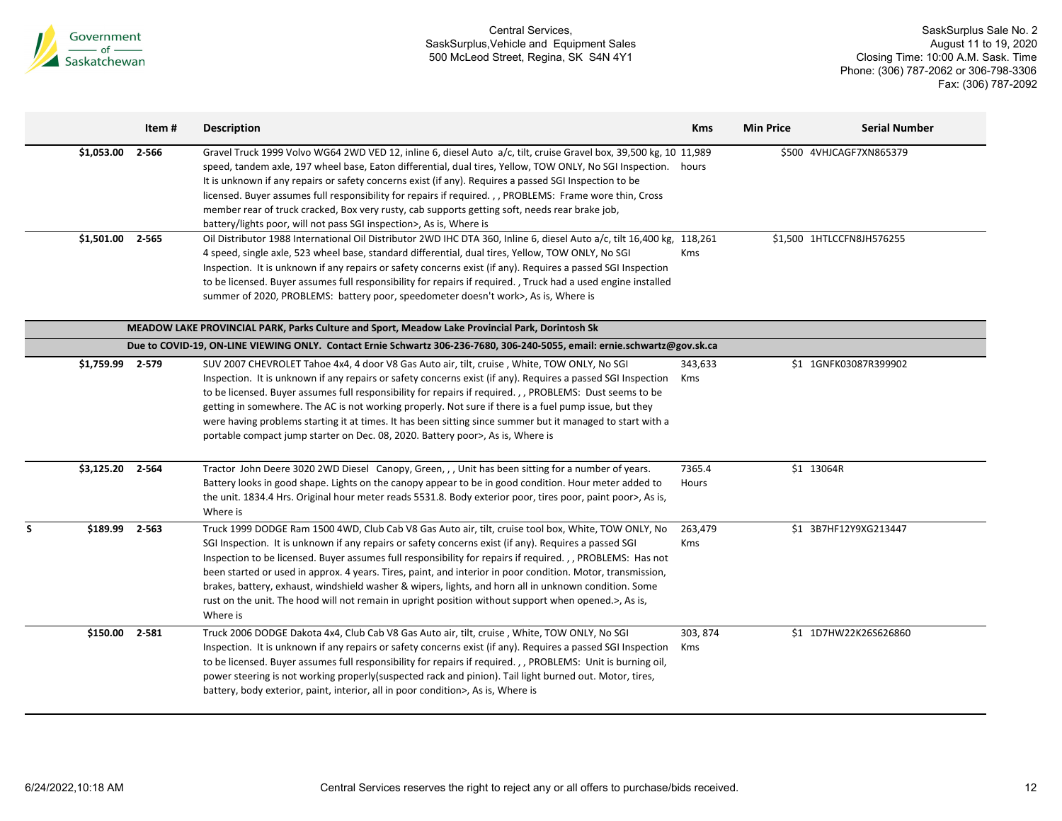Central Services,
SaskSurplus,Vehicle and Equipment Sales
500 McLeod Street, Regina, SK S4N 4Y1

SaskSurplus Sale No. 2
August 11 to 19, 2020
Closing Time: 10:00 A.M. Sask. Time
Phone: (306) 787-2062 or 306-798-3306
Fax: (306) 787-2092

| | | Item # | Description | Kms | Min Price | Serial Number |
|---|---|---|---|---|---|---|
| | $1,053.00 | 2-566 | Gravel Truck 1999 Volvo WG64 2WD VED 12, inline 6, diesel Auto a/c, tilt, cruise Gravel box, 39,500 kg, 10 speed, tandem axle, 197 wheel base, Eaton differential, dual tires, Yellow, TOW ONLY, No SGI Inspection. It is unknown if any repairs or safety concerns exist (if any). Requires a passed SGI Inspection to be licensed. Buyer assumes full responsibility for repairs if required. , , PROBLEMS: Frame wore thin, Cross member rear of truck cracked, Box very rusty, cab supports getting soft, needs rear brake job, battery/lights poor, will not pass SGI inspection>, As is, Where is | 11,989 hours | $500 | 4VHJCAGF7XN865379 |
| | $1,501.00 | 2-565 | Oil Distributor 1988 International Oil Distributor 2WD IHC DTA 360, Inline 6, diesel Auto a/c, tilt 16,400 kg, 4 speed, single axle, 523 wheel base, standard differential, dual tires, Yellow, TOW ONLY, No SGI Inspection. It is unknown if any repairs or safety concerns exist (if any). Requires a passed SGI Inspection to be licensed. Buyer assumes full responsibility for repairs if required. , Truck had a used engine installed summer of 2020, PROBLEMS: battery poor, speedometer doesn't work>, As is, Where is | 118,261 Kms | $1,500 | 1HTLCCFN8JH576255 |
| | | | **MEADOW LAKE PROVINCIAL PARK, Parks Culture and Sport, Meadow Lake Provincial Park, Dorintosh Sk** | | | |
| | | | **Due to COVID-19, ON-LINE VIEWING ONLY. Contact Ernie Schwartz 306-236-7680, 306-240-5055, email: ernie.schwartz@gov.sk.ca** | | | |
| | $1,759.99 | 2-579 | SUV 2007 CHEVROLET Tahoe 4x4, 4 door V8 Gas Auto air, tilt, cruise , White, TOW ONLY, No SGI Inspection. It is unknown if any repairs or safety concerns exist (if any). Requires a passed SGI Inspection to be licensed. Buyer assumes full responsibility for repairs if required. , , PROBLEMS: Dust seems to be getting in somewhere. The AC is not working properly. Not sure if there is a fuel pump issue, but they were having problems starting it at times. It has been sitting since summer but it managed to start with a portable compact jump starter on Dec. 08, 2020. Battery poor>, As is, Where is | 343,633 Kms | $1 | 1GNFK03087R399902 |
| | $3,125.20 | 2-564 | Tractor John Deere 3020 2WD Diesel Canopy, Green, , , Unit has been sitting for a number of years. Battery looks in good shape. Lights on the canopy appear to be in good condition. Hour meter added to the unit. 1834.4 Hrs. Original hour meter reads 5531.8. Body exterior poor, tires poor, paint poor>, As is, Where is | 7365.4 Hours | $1 | 13064R |
| S | $189.99 | 2-563 | Truck 1999 DODGE Ram 1500 4WD, Club Cab V8 Gas Auto air, tilt, cruise tool box, White, TOW ONLY, No SGI Inspection. It is unknown if any repairs or safety concerns exist (if any). Requires a passed SGI Inspection to be licensed. Buyer assumes full responsibility for repairs if required. , , PROBLEMS: Has not been started or used in approx. 4 years. Tires, paint, and interior in poor condition. Motor, transmission, brakes, battery, exhaust, windshield washer & wipers, lights, and horn all in unknown condition. Some rust on the unit. The hood will not remain in upright position without support when opened.>, As is, Where is | 263,479 Kms | $1 | 3B7HF12Y9XG213447 |
| | $150.00 | 2-581 | Truck 2006 DODGE Dakota 4x4, Club Cab V8 Gas Auto air, tilt, cruise , White, TOW ONLY, No SGI Inspection. It is unknown if any repairs or safety concerns exist (if any). Requires a passed SGI Inspection to be licensed. Buyer assumes full responsibility for repairs if required. , , PROBLEMS: Unit is burning oil, power steering is not working properly(suspected rack and pinion). Tail light burned out. Motor, tires, battery, body exterior, paint, interior, all in poor condition>, As is, Where is | 303, 874 Kms | $1 | 1D7HW22K26S626860 |

Central Services reserves the right to reject any or all offers to purchase/bids received.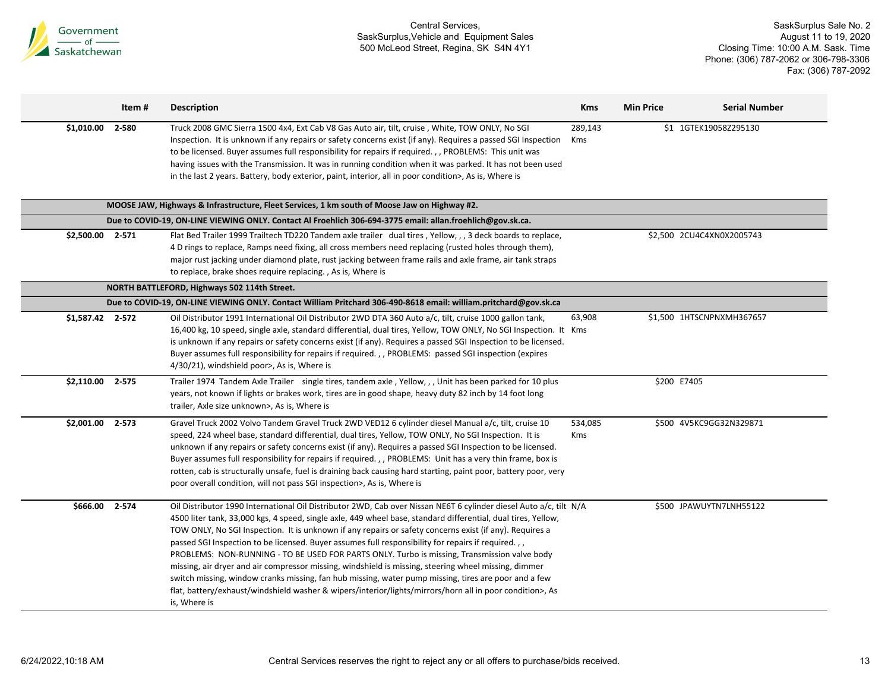| | Item # | Description | Kms | Min Price | Serial Number |
|---|---|---|---|---|---|
| $1,010.00 | 2-580 | Truck 2008 GMC Sierra 1500 4x4, Ext Cab V8 Gas Auto air, tilt, cruise , White, TOW ONLY, No SGI Inspection. It is unknown if any repairs or safety concerns exist (if any). Requires a passed SGI Inspection to be licensed. Buyer assumes full responsibility for repairs if required. , , PROBLEMS: This unit was having issues with the Transmission. It was in running condition when it was parked. It has not been used in the last 2 years. Battery, body exterior, paint, interior, all in poor condition>, As is, Where is | 289,143 Kms | $1 | 1GTEK19058Z295130 |
| | **MOOSE JAW, Highways & Infrastructure, Fleet Services, 1 km south of Moose Jaw on Highway #2.** | | | | |
| | **Due to COVID-19, ON-LINE VIEWING ONLY. Contact Al Froehlich 306-694-3775 email: allan.froehlich@gov.sk.ca.** | | | | |
| $2,500.00 | 2-571 | Flat Bed Trailer 1999 Trailtech TD220 Tandem axle trailer dual tires , Yellow, , , 3 deck boards to replace, 4 D rings to replace, Ramps need fixing, all cross members need replacing (rusted holes through them), major rust jacking under diamond plate, rust jacking between frame rails and axle frame, air tank straps to replace, brake shoes require replacing. , As is, Where is | | $2,500 | 2CU4C4XN0X2005743 |
| | **NORTH BATTLEFORD, Highways 502 114th Street.** | | | | |
| | **Due to COVID-19, ON-LINE VIEWING ONLY. Contact William Pritchard 306-490-8618 email: william.pritchard@gov.sk.ca** | | | | |
| $1,587.42 | 2-572 | Oil Distributor 1991 International Oil Distributor 2WD DTA 360 Auto a/c, tilt, cruise 1000 gallon tank, 16,400 kg, 10 speed, single axle, standard differential, dual tires, Yellow, TOW ONLY, No SGI Inspection. It is unknown if any repairs or safety concerns exist (if any). Requires a passed SGI Inspection to be licensed. Buyer assumes full responsibility for repairs if required. , , PROBLEMS: passed SGI inspection (expires 4/30/21), windshield poor>, As is, Where is | 63,908 Kms | $1,500 | 1HTSCNPNXMH367657 |
| $2,110.00 | 2-575 | Trailer 1974 Tandem Axle Trailer single tires, tandem axle , Yellow, , , Unit has been parked for 10 plus years, not known if lights or brakes work, tires are in good shape, heavy duty 82 inch by 14 foot long trailer, Axle size unknown>, As is, Where is | | $200 | E7405 |
| $2,001.00 | 2-573 | Gravel Truck 2002 Volvo Tandem Gravel Truck 2WD VED12 6 cylinder diesel Manual a/c, tilt, cruise 10 speed, 224 wheel base, standard differential, dual tires, Yellow, TOW ONLY, No SGI Inspection. It is unknown if any repairs or safety concerns exist (if any). Requires a passed SGI Inspection to be licensed. Buyer assumes full responsibility for repairs if required. , , PROBLEMS: Unit has a very thin frame, box is rotten, cab is structurally unsafe, fuel is draining back causing hard starting, paint poor, battery poor, very poor overall condition, will not pass SGI inspection>, As is, Where is | 534,085 Kms | $500 | 4V5KC9GG32N329871 |
| $666.00 | 2-574 | Oil Distributor 1990 International Oil Distributor 2WD, Cab over Nissan NE6T 6 cylinder diesel Auto a/c, tilt 4500 liter tank, 33,000 kgs, 4 speed, single axle, 449 wheel base, standard differential, dual tires, Yellow, TOW ONLY, No SGI Inspection. It is unknown if any repairs or safety concerns exist (if any). Requires a passed SGI Inspection to be licensed. Buyer assumes full responsibility for repairs if required. , , PROBLEMS: NON-RUNNING - TO BE USED FOR PARTS ONLY. Turbo is missing, Transmission valve body missing, air dryer and air compressor missing, windshield is missing, steering wheel missing, dimmer switch missing, window cranks missing, fan hub missing, water pump missing, tires are poor and a few flat, battery/exhaust/windshield washer & wipers/interior/lights/mirrors/horn all in poor condition>, As is, Where is | N/A | $500 | JPAWUYTN7LNH55122 |

Central Services reserves the right to reject any or all offers to purchase/bids received.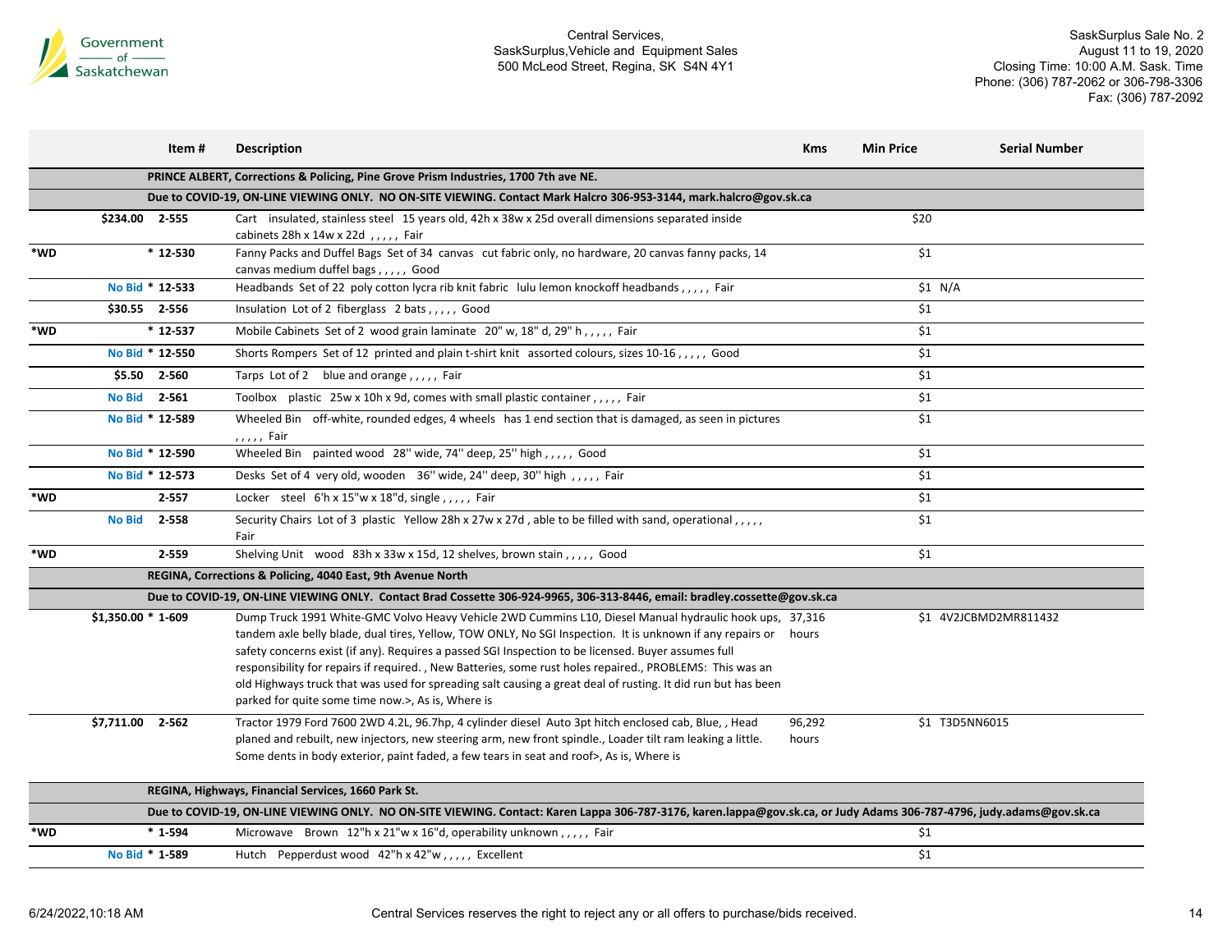Central Services,
SaskSurplus,Vehicle and Equipment Sales
500 McLeod Street, Regina, SK S4N 4Y1

SaskSurplus Sale No. 2
August 11 to 19, 2020
Closing Time: 10:00 A.M. Sask. Time
Phone: (306) 787-2062 or 306-798-3306
Fax: (306) 787-2092

| | | Item # | Description | Kms | Min Price | Serial Number |
|---|---|---|---|---|---|---|
| | | | **PRINCE ALBERT, Corrections & Policing, Pine Grove Prism Industries, 1700 7th ave NE.** | | | |
| | | | **Due to COVID-19, ON-LINE VIEWING ONLY. NO ON-SITE VIEWING. Contact Mark Halcro 306-953-3144, mark.halcro@gov.sk.ca** | | | |
| | $234.00 | 2-555 | Cart insulated, stainless steel 15 years old, 42h x 38w x 25d overall dimensions separated inside cabinets 28h x 14w x 22d , , , , , Fair | | $20 | |
| *WD | | * 12-530 | Fanny Packs and Duffel Bags Set of 34 canvas cut fabric only, no hardware, 20 canvas fanny packs, 14 canvas medium duffel bags , , , , , Good | | $1 | |
| | No Bid | * 12-533 | Headbands Set of 22 poly cotton lycra rib knit fabric lulu lemon knockoff headbands , , , , , Fair | | $1 | N/A |
| | $30.55 | 2-556 | Insulation Lot of 2 fiberglass 2 bats , , , , , Good | | $1 | |
| *WD | | * 12-537 | Mobile Cabinets Set of 2 wood grain laminate 20" w, 18" d, 29" h , , , , , Fair | | $1 | |
| | No Bid | * 12-550 | Shorts Rompers Set of 12 printed and plain t-shirt knit assorted colours, sizes 10-16 , , , , , Good | | $1 | |
| | $5.50 | 2-560 | Tarps Lot of 2 blue and orange , , , , , Fair | | $1 | |
| | No Bid | 2-561 | Toolbox plastic 25w x 10h x 9d, comes with small plastic container , , , , , Fair | | $1 | |
| | No Bid | * 12-589 | Wheeled Bin off-white, rounded edges, 4 wheels has 1 end section that is damaged, as seen in pictures , , , , , Fair | | $1 | |
| | No Bid | * 12-590 | Wheeled Bin painted wood 28'' wide, 74'' deep, 25'' high , , , , , Good | | $1 | |
| | No Bid | * 12-573 | Desks Set of 4 very old, wooden 36'' wide, 24'' deep, 30'' high , , , , , Fair | | $1 | |
| *WD | | 2-557 | Locker steel 6'h x 15"w x 18"d, single , , , , , Fair | | $1 | |
| | No Bid | 2-558 | Security Chairs Lot of 3 plastic Yellow 28h x 27w x 27d , able to be filled with sand, operational , , , , , Fair | | $1 | |
| *WD | | 2-559 | Shelving Unit wood 83h x 33w x 15d, 12 shelves, brown stain , , , , , Good | | $1 | |
| | | | **REGINA, Corrections & Policing, 4040 East, 9th Avenue North** | | | |
| | | | **Due to COVID-19, ON-LINE VIEWING ONLY. Contact Brad Cossette 306-924-9965, 306-313-8446, email: bradley.cossette@gov.sk.ca** | | | |
| | $1,350.00 | * 1-609 | Dump Truck 1991 White-GMC Volvo Heavy Vehicle 2WD Cummins L10, Diesel Manual hydraulic hook ups, tandem axle belly blade, dual tires, Yellow, TOW ONLY, No SGI Inspection. It is unknown if any repairs or safety concerns exist (if any). Requires a passed SGI Inspection to be licensed. Buyer assumes full responsibility for repairs if required. , New Batteries, some rust holes repaired., PROBLEMS: This was an old Highways truck that was used for spreading salt causing a great deal of rusting. It did run but has been parked for quite some time now.>, As is, Where is | 37,316 hours | $1 | 4V2JCBMD2MR811432 |
| | $7,711.00 | 2-562 | Tractor 1979 Ford 7600 2WD 4.2L, 96.7hp, 4 cylinder diesel Auto 3pt hitch enclosed cab, Blue, , Head planed and rebuilt, new injectors, new steering arm, new front spindle., Loader tilt ram leaking a little. Some dents in body exterior, paint faded, a few tears in seat and roof>, As is, Where is | 96,292 hours | $1 | T3D5NN6015 |
| | | | **REGINA, Highways, Financial Services, 1660 Park St.** | | | |
| | | | **Due to COVID-19, ON-LINE VIEWING ONLY. NO ON-SITE VIEWING. Contact: Karen Lappa 306-787-3176, karen.lappa@gov.sk.ca, or Judy Adams 306-787-4796, judy.adams@gov.sk.ca** | | | |
| *WD | | * 1-594 | Microwave Brown 12"h x 21"w x 16"d, operability unknown , , , , , Fair | | $1 | |
| | No Bid | * 1-589 | Hutch Pepperdust wood 42"h x 42"w , , , , , Excellent | | $1 | |

Central Services reserves the right to reject any or all offers to purchase/bids received.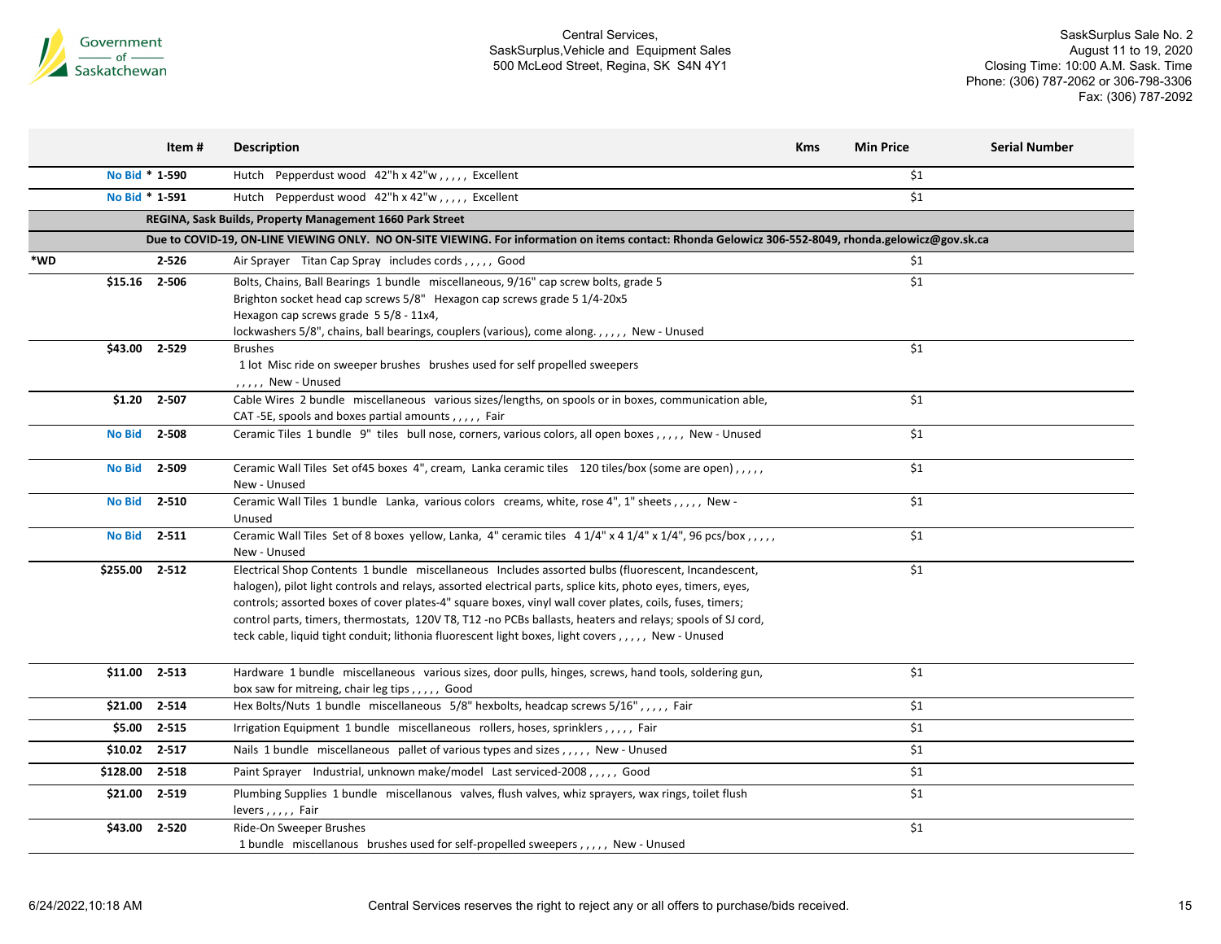| | | Item # | Description | Kms | Min Price | Serial Number |
|---|---|---|---|---|---|---|
| | No Bid | * 1-590 | Hutch Pepperdust wood 42"h x 42"w , , , , , Excellent | | $1 | |
| | No Bid | * 1-591 | Hutch Pepperdust wood 42"h x 42"w , , , , , Excellent | | $1 | |
| | | | **REGINA, Sask Builds, Property Management 1660 Park Street** | | | |
| | | | **Due to COVID-19, ON-LINE VIEWING ONLY. NO ON-SITE VIEWING. For information on items contact: Rhonda Gelowicz 306-552-8049, rhonda.gelowicz@gov.sk.ca** | | | |
| *WD | | 2-526 | Air Sprayer Titan Cap Spray includes cords , , , , , Good | | $1 | |
| | $15.16 | 2-506 | Bolts, Chains, Ball Bearings 1 bundle miscellaneous, 9/16" cap screw bolts, grade 5 Brighton socket head cap screws 5/8" Hexagon cap screws grade 5 1/4-20x5 Hexagon cap screws grade 5 5/8 - 11x4, lockwashers 5/8", chains, ball bearings, couplers (various), come along. , , , , , New - Unused | | $1 | |
| | $43.00 | 2-529 | Brushes 1 lot Misc ride on sweeper brushes brushes used for self propelled sweepers , , , , , New - Unused | | $1 | |
| | $1.20 | 2-507 | Cable Wires 2 bundle miscellaneous various sizes/lengths, on spools or in boxes, communication able, CAT -5E, spools and boxes partial amounts , , , , , Fair | | $1 | |
| | No Bid | 2-508 | Ceramic Tiles 1 bundle 9" tiles bull nose, corners, various colors, all open boxes , , , , , New - Unused | | $1 | |
| | No Bid | 2-509 | Ceramic Wall Tiles Set of45 boxes 4", cream, Lanka ceramic tiles 120 tiles/box (some are open) , , , , , New - Unused | | $1 | |
| | No Bid | 2-510 | Ceramic Wall Tiles 1 bundle Lanka, various colors creams, white, rose 4", 1" sheets , , , , , New - Unused | | $1 | |
| | No Bid | 2-511 | Ceramic Wall Tiles Set of 8 boxes yellow, Lanka, 4" ceramic tiles 4 1/4" x 4 1/4" x 1/4", 96 pcs/box , , , , , New - Unused | | $1 | |
| | $255.00 | 2-512 | Electrical Shop Contents 1 bundle miscellaneous Includes assorted bulbs (fluorescent, Incandescent, halogen), pilot light controls and relays, assorted electrical parts, splice kits, photo eyes, timers, eyes, controls; assorted boxes of cover plates-4" square boxes, vinyl wall cover plates, coils, fuses, timers; control parts, timers, thermostats, 120V T8, T12 -no PCBs ballasts, heaters and relays; spools of SJ cord, teck cable, liquid tight conduit; lithonia fluorescent light boxes, light covers , , , , , New - Unused | | $1 | |
| | $11.00 | 2-513 | Hardware 1 bundle miscellaneous various sizes, door pulls, hinges, screws, hand tools, soldering gun, box saw for mitreing, chair leg tips , , , , , Good | | $1 | |
| | $21.00 | 2-514 | Hex Bolts/Nuts 1 bundle miscellaneous 5/8" hexbolts, headcap screws 5/16" , , , , , Fair | | $1 | |
| | $5.00 | 2-515 | Irrigation Equipment 1 bundle miscellaneous rollers, hoses, sprinklers , , , , , Fair | | $1 | |
| | $10.02 | 2-517 | Nails 1 bundle miscellaneous pallet of various types and sizes , , , , , New - Unused | | $1 | |
| | $128.00 | 2-518 | Paint Sprayer Industrial, unknown make/model Last serviced-2008 , , , , , Good | | $1 | |
| | $21.00 | 2-519 | Plumbing Supplies 1 bundle miscellanous valves, flush valves, whiz sprayers, wax rings, toilet flush levers , , , , , Fair | | $1 | |
| | $43.00 | 2-520 | Ride-On Sweeper Brushes 1 bundle miscellanous brushes used for self-propelled sweepers , , , , , New - Unused | | $1 | |

Central Services reserves the right to reject any or all offers to purchase/bids received.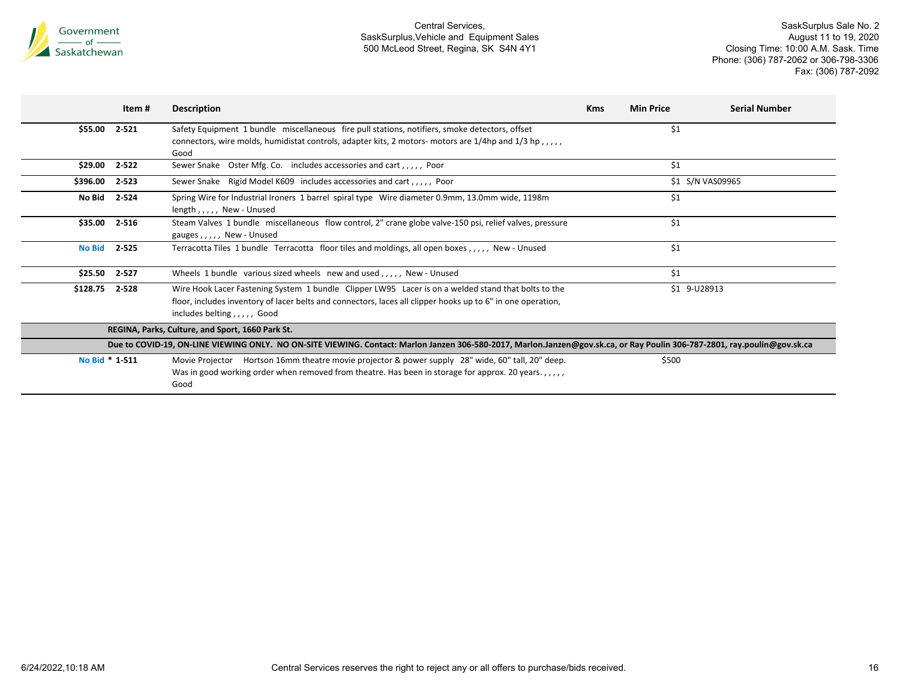| | Item # | Description | Kms | Min Price | Serial Number |
|---|---|---|---|---|---|
| $55.00 | 2-521 | Safety Equipment 1 bundle miscellaneous fire pull stations, notifiers, smoke detectors, offset connectors, wire molds, humidistat controls, adapter kits, 2 motors- motors are 1/4hp and 1/3 hp , , , , , Good | | $1 | |
| $29.00 | 2-522 | Sewer Snake Oster Mfg. Co. includes accessories and cart , , , , , Poor | | $1 | |
| $396.00 | 2-523 | Sewer Snake Rigid Model K609 includes accessories and cart , , , , , Poor | | $1 | S/N VAS09965 |
| No Bid | 2-524 | Spring Wire for Industrial Ironers 1 barrel spiral type Wire diameter 0.9mm, 13.0mm wide, 1198m length , , , , , New - Unused | | $1 | |
| $35.00 | 2-516 | Steam Valves 1 bundle miscellaneous flow control, 2" crane globe valve-150 psi, relief valves, pressure gauges , , , , , New - Unused | | $1 | |
| No Bid | 2-525 | Terracotta Tiles 1 bundle Terracotta floor tiles and moldings, all open boxes , , , , , New - Unused | | $1 | |
| $25.50 | 2-527 | Wheels 1 bundle various sized wheels new and used , , , , , New - Unused | | $1 | |
| $128.75 | 2-528 | Wire Hook Lacer Fastening System 1 bundle Clipper LW95 Lacer is on a welded stand that bolts to the floor, includes inventory of lacer belts and connectors, laces all clipper hooks up to 6" in one operation, includes belting , , , , , Good | | $1 | 9-U28913 |
| | **REGINA, Parks, Culture, and Sport, 1660 Park St.** | | | | |
| | **Due to COVID-19, ON-LINE VIEWING ONLY. NO ON-SITE VIEWING. Contact: Marlon Janzen 306-580-2017, Marlon.Janzen@gov.sk.ca, or Ray Poulin 306-787-2801, ray.poulin@gov.sk.ca** | | | | |
| No Bid | * 1-511 | Movie Projector Hortson 16mm theatre movie projector & power supply 28" wide, 60" tall, 20" deep. Was in good working order when removed from theatre. Has been in storage for approx. 20 years. , , , , , Good | | $500 | |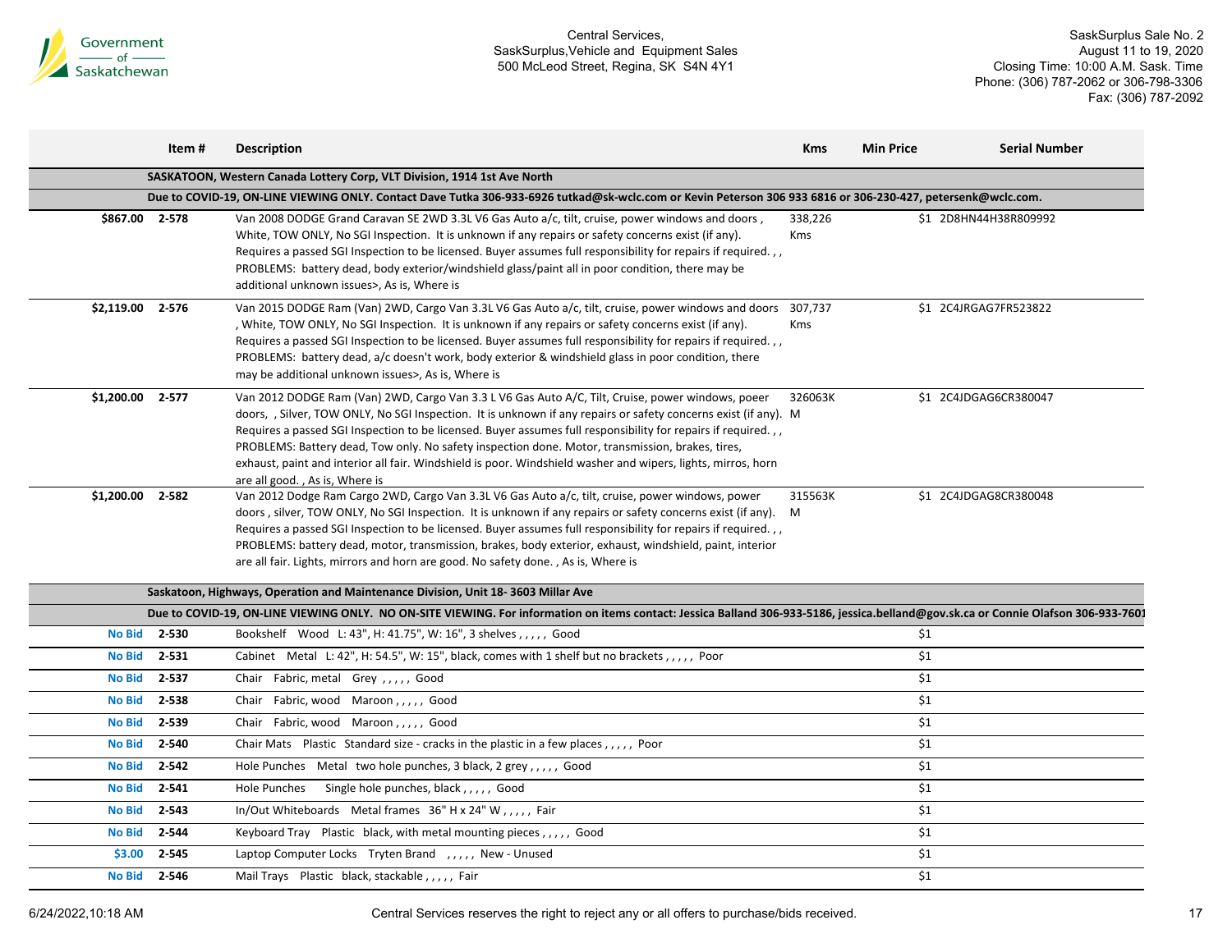| | Item # | Description | Kms | Min Price | Serial Number |
|---|---|---|---|---|---|
| | | **SASKATOON, Western Canada Lottery Corp, VLT Division, 1914 1st Ave North** | | | |
| | | **Due to COVID-19, ON-LINE VIEWING ONLY. Contact Dave Tutka 306-933-6926 tutkad@sk-wclc.com or Kevin Peterson 306 933 6816 or 306-230-427, petersenk@wclc.com.** | | | |
| **$867.00** | **2-578** | Van 2008 DODGE Grand Caravan SE 2WD 3.3L V6 Gas Auto a/c, tilt, cruise, power windows and doors , White, TOW ONLY, No SGI Inspection. It is unknown if any repairs or safety concerns exist (if any). Requires a passed SGI Inspection to be licensed. Buyer assumes full responsibility for repairs if required. , , PROBLEMS: battery dead, body exterior/windshield glass/paint all in poor condition, there may be additional unknown issues>, As is, Where is | 338,226 Kms | $1 | 2D8HN44H38R809992 |
| **$2,119.00** | **2-576** | Van 2015 DODGE Ram (Van) 2WD, Cargo Van 3.3L V6 Gas Auto a/c, tilt, cruise, power windows and doors , White, TOW ONLY, No SGI Inspection. It is unknown if any repairs or safety concerns exist (if any). Requires a passed SGI Inspection to be licensed. Buyer assumes full responsibility for repairs if required. , , PROBLEMS: battery dead, a/c doesn't work, body exterior & windshield glass in poor condition, there may be additional unknown issues>, As is, Where is | 307,737 Kms | $1 | 2C4JRGAG7FR523822 |
| **$1,200.00** | **2-577** | Van 2012 DODGE Ram (Van) 2WD, Cargo Van 3.3 L V6 Gas Auto A/C, Tilt, Cruise, power windows, poeer doors, , Silver, TOW ONLY, No SGI Inspection. It is unknown if any repairs or safety concerns exist (if any). Requires a passed SGI Inspection to be licensed. Buyer assumes full responsibility for repairs if required. , , PROBLEMS: Battery dead, Tow only. No safety inspection done. Motor, transmission, brakes, tires, exhaust, paint and interior all fair. Windshield is poor. Windshield washer and wipers, lights, mirrors, horn are all good. , As is, Where is | 326063KM | $1 | 2C4JDGAG6CR380047 |
| **$1,200.00** | **2-582** | Van 2012 Dodge Ram Cargo 2WD, Cargo Van 3.3L V6 Gas Auto a/c, tilt, cruise, power windows, power doors , silver, TOW ONLY, No SGI Inspection. It is unknown if any repairs or safety concerns exist (if any). Requires a passed SGI Inspection to be licensed. Buyer assumes full responsibility for repairs if required. , , PROBLEMS: battery dead, motor, transmission, brakes, body exterior, exhaust, windshield, paint, interior are all fair. Lights, mirrors and horn are good. No safety done. , As is, Where is | 315563KM | $1 | 2C4JDGAG8CR380048 |
| | | **Saskatoon, Highways, Operation and Maintenance Division, Unit 18- 3603 Millar Ave** | | | |
| | | **Due to COVID-19, ON-LINE VIEWING ONLY. NO ON-SITE VIEWING. For information on items contact: Jessica Balland 306-933-5186, jessica.belland@gov.sk.ca or Connie Olafson 306-933-7601** | | | |
| **No Bid** | **2-530** | Bookshelf Wood L: 43", H: 41.75", W: 16", 3 shelves , , , , , Good | | $1 | |
| **No Bid** | **2-531** | Cabinet Metal L: 42", H: 54.5", W: 15", black, comes with 1 shelf but no brackets , , , , , Poor | | $1 | |
| **No Bid** | **2-537** | Chair Fabric, metal Grey , , , , , Good | | $1 | |
| **No Bid** | **2-538** | Chair Fabric, wood Maroon , , , , , Good | | $1 | |
| **No Bid** | **2-539** | Chair Fabric, wood Maroon , , , , , Good | | $1 | |
| **No Bid** | **2-540** | Chair Mats Plastic Standard size - cracks in the plastic in a few places , , , , , Poor | | $1 | |
| **No Bid** | **2-542** | Hole Punches Metal two hole punches, 3 black, 2 grey , , , , , Good | | $1 | |
| **No Bid** | **2-541** | Hole Punches Single hole punches, black , , , , , Good | | $1 | |
| **No Bid** | **2-543** | In/Out Whiteboards Metal frames 36" H x 24" W , , , , , Fair | | $1 | |
| **No Bid** | **2-544** | Keyboard Tray Plastic black, with metal mounting pieces , , , , , Good | | $1 | |
| **$3.00** | **2-545** | Laptop Computer Locks Tryten Brand , , , , , New - Unused | | $1 | |
| **No Bid** | **2-546** | Mail Trays Plastic black, stackable , , , , , Fair | | $1 | |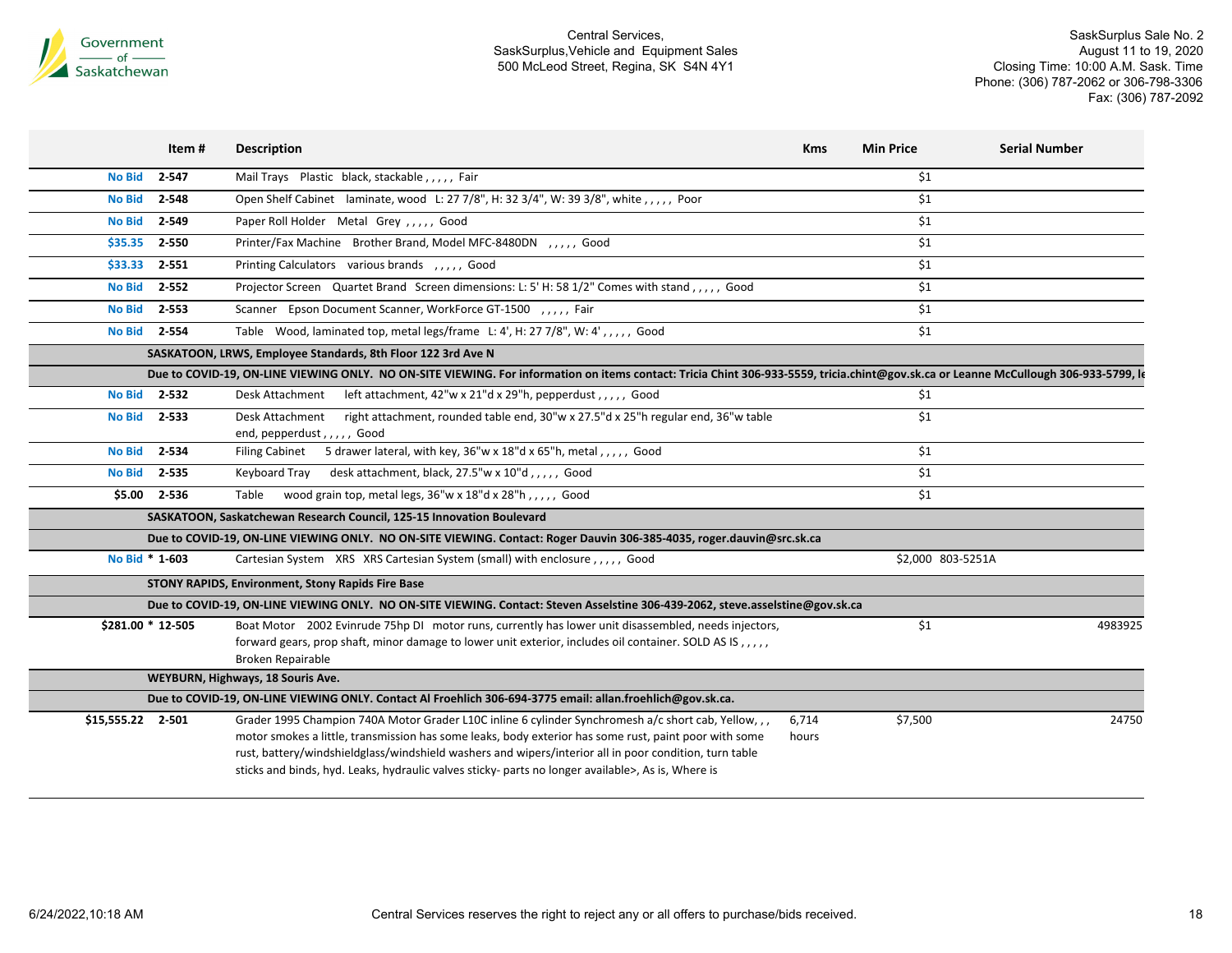Central Services,
SaskSurplus,Vehicle and Equipment Sales
500 McLeod Street, Regina, SK S4N 4Y1

SaskSurplus Sale No. 2
August 11 to 19, 2020
Closing Time: 10:00 A.M. Sask. Time
Phone: (306) 787-2062 or 306-798-3306
Fax: (306) 787-2092

| | Item # | Description | Kms | Min Price | Serial Number |
|---|---|---|---|---|---|
| No Bid | 2-547 | Mail Trays Plastic black, stackable , , , , , Fair | | $1 | |
| No Bid | 2-548 | Open Shelf Cabinet laminate, wood L: 27 7/8", H: 32 3/4", W: 39 3/8", white , , , , , Poor | | $1 | |
| No Bid | 2-549 | Paper Roll Holder Metal Grey , , , , , Good | | $1 | |
| $35.35 | 2-550 | Printer/Fax Machine Brother Brand, Model MFC-8480DN , , , , , Good | | $1 | |
| $33.33 | 2-551 | Printing Calculators various brands , , , , , Good | | $1 | |
| No Bid | 2-552 | Projector Screen Quartet Brand Screen dimensions: L: 5' H: 58 1/2" Comes with stand , , , , , Good | | $1 | |
| No Bid | 2-553 | Scanner Epson Document Scanner, WorkForce GT-1500 , , , , , Fair | | $1 | |
| No Bid | 2-554 | Table Wood, laminated top, metal legs/frame L: 4', H: 27 7/8", W: 4' , , , , , Good | | $1 | |
| | **SASKATOON, LRWS, Employee Standards, 8th Floor 122 3rd Ave N** | | | | |
| | **Due to COVID-19, ON-LINE VIEWING ONLY. NO ON-SITE VIEWING. For information on items contact: Tricia Chint 306-933-5559, tricia.chint@gov.sk.ca or Leanne McCullough 306-933-5799, le** | | | | |
| No Bid | 2-532 | Desk Attachment left attachment, 42"w x 21"d x 29"h, pepperdust , , , , , Good | | $1 | |
| No Bid | 2-533 | Desk Attachment right attachment, rounded table end, 30"w x 27.5"d x 25"h regular end, 36"w table end, pepperdust , , , , , Good | | $1 | |
| No Bid | 2-534 | Filing Cabinet 5 drawer lateral, with key, 36"w x 18"d x 65"h, metal , , , , , Good | | $1 | |
| No Bid | 2-535 | Keyboard Tray desk attachment, black, 27.5"w x 10"d , , , , , Good | | $1 | |
| $5.00 | 2-536 | Table wood grain top, metal legs, 36"w x 18"d x 28"h , , , , , Good | | $1 | |
| | **SASKATOON, Saskatchewan Research Council, 125-15 Innovation Boulevard** | | | | |
| | **Due to COVID-19, ON-LINE VIEWING ONLY. NO ON-SITE VIEWING. Contact: Roger Dauvin 306-385-4035, roger.dauvin@src.sk.ca** | | | | |
| No Bid | * 1-603 | Cartesian System XRS XRS Cartesian System (small) with enclosure , , , , , Good | | $2,000 | 803-5251A |
| | **STONY RAPIDS, Environment, Stony Rapids Fire Base** | | | | |
| | **Due to COVID-19, ON-LINE VIEWING ONLY. NO ON-SITE VIEWING. Contact: Steven Asselstine 306-439-2062, steve.asselstine@gov.sk.ca** | | | | |
| $281.00 | * 12-505 | Boat Motor 2002 Evinrude 75hp DI motor runs, currently has lower unit disassembled, needs injectors, forward gears, prop shaft, minor damage to lower unit exterior, includes oil container. SOLD AS IS , , , , , Broken Repairable | | $1 | 4983925 |
| | **WEYBURN, Highways, 18 Souris Ave.** | | | | |
| | **Due to COVID-19, ON-LINE VIEWING ONLY. Contact Al Froehlich 306-694-3775 email: allan.froehlich@gov.sk.ca.** | | | | |
| $15,555.22 | 2-501 | Grader 1995 Champion 740A Motor Grader L10C inline 6 cylinder Synchromesh a/c short cab, Yellow, , , motor smokes a little, transmission has some leaks, body exterior has some rust, paint poor with some rust, battery/windshieldglass/windshield washers and wipers/interior all in poor condition, turn table sticks and binds, hyd. Leaks, hydraulic valves sticky- parts no longer available>, As is, Where is | 6,714 hours | $7,500 | 24750 |

Central Services reserves the right to reject any or all offers to purchase/bids received.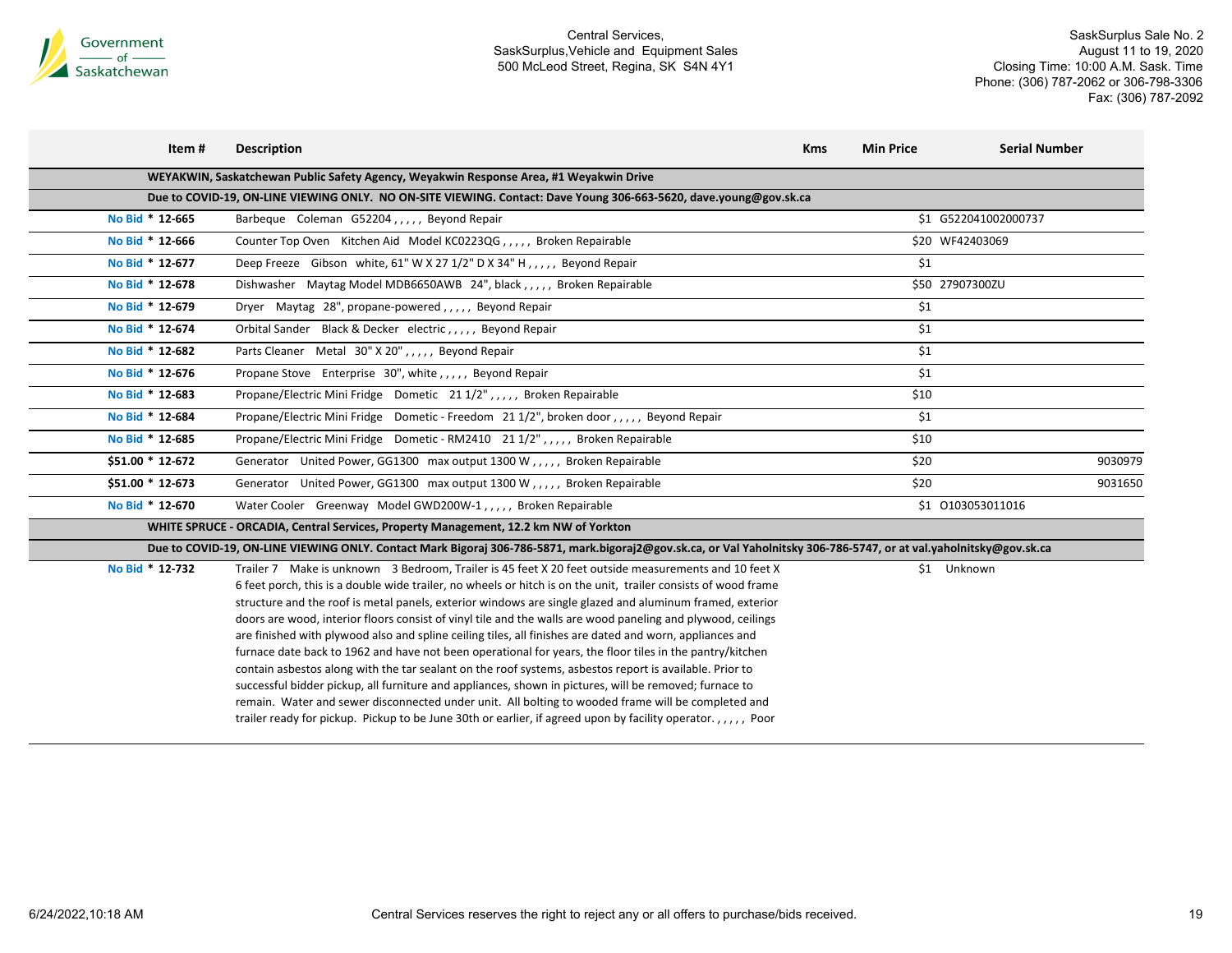| Item # | Description | Kms | Min Price | Serial Number |
|---|---|---|---|---|
| | **WEYAKWIN, Saskatchewan Public Safety Agency, Weyakwin Response Area, #1 Weyakwin Drive** | | | |
| | **Due to COVID-19, ON-LINE VIEWING ONLY. NO ON-SITE VIEWING. Contact: Dave Young 306-663-5620, dave.young@gov.sk.ca** | | | |
| No Bid * **12-665** | Barbeque Coleman G52204 , , , , , Beyond Repair | | $1 | G522041002000737 |
| No Bid * **12-666** | Counter Top Oven Kitchen Aid Model KC0223QG , , , , , Broken Repairable | | $20 | WF42403069 |
| No Bid * **12-677** | Deep Freeze Gibson white, 61" W X 27 1/2" D X 34" H , , , , , Beyond Repair | | $1 | |
| No Bid * **12-678** | Dishwasher Maytag Model MDB6650AWB 24", black , , , , , Broken Repairable | | $50 | 27907300ZU |
| No Bid * **12-679** | Dryer Maytag 28", propane-powered , , , , , Beyond Repair | | $1 | |
| No Bid * **12-674** | Orbital Sander Black & Decker electric , , , , , Beyond Repair | | $1 | |
| No Bid * **12-682** | Parts Cleaner Metal 30" X 20" , , , , , Beyond Repair | | $1 | |
| No Bid * **12-676** | Propane Stove Enterprise 30", white , , , , , Beyond Repair | | $1 | |
| No Bid * **12-683** | Propane/Electric Mini Fridge Dometic 21 1/2" , , , , , Broken Repairable | | $10 | |
| No Bid * **12-684** | Propane/Electric Mini Fridge Dometic - Freedom 21 1/2", broken door , , , , , Beyond Repair | | $1 | |
| No Bid * **12-685** | Propane/Electric Mini Fridge Dometic - RM2410 21 1/2" , , , , , Broken Repairable | | $10 | |
| **$51.00 * 12-672** | Generator United Power, GG1300 max output 1300 W , , , , , Broken Repairable | | $20 | 9030979 |
| **$51.00 * 12-673** | Generator United Power, GG1300 max output 1300 W , , , , , Broken Repairable | | $20 | 9031650 |
| No Bid * **12-670** | Water Cooler Greenway Model GWD200W-1 , , , , , Broken Repairable | | $1 | O103053011016 |
| | **WHITE SPRUCE - ORCADIA, Central Services, Property Management, 12.2 km NW of Yorkton** | | | |
| | **Due to COVID-19, ON-LINE VIEWING ONLY. Contact Mark Bigoraj 306-786-5871, mark.bigoraj2@gov.sk.ca, or Val Yaholnitsky 306-786-5747, or at val.yaholnitsky@gov.sk.ca** | | | |
| No Bid * **12-732** | Trailer 7 Make is unknown 3 Bedroom, Trailer is 45 feet X 20 feet outside measurements and 10 feet X 6 feet porch, this is a double wide trailer, no wheels or hitch is on the unit, trailer consists of wood frame structure and the roof is metal panels, exterior windows are single glazed and aluminum framed, exterior doors are wood, interior floors consist of vinyl tile and the walls are wood paneling and plywood, ceilings are finished with plywood also and spline ceiling tiles, all finishes are dated and worn, appliances and furnace date back to 1962 and have not been operational for years, the floor tiles in the pantry/kitchen contain asbestos along with the tar sealant on the roof systems, asbestos report is available. Prior to successful bidder pickup, all furniture and appliances, shown in pictures, will be removed; furnace to remain. Water and sewer disconnected under unit. All bolting to wooded frame will be completed and trailer ready for pickup. Pickup to be June 30th or earlier, if agreed upon by facility operator. , , , , , Poor | | $1 | Unknown |

Central Services reserves the right to reject any or all offers to purchase/bids received.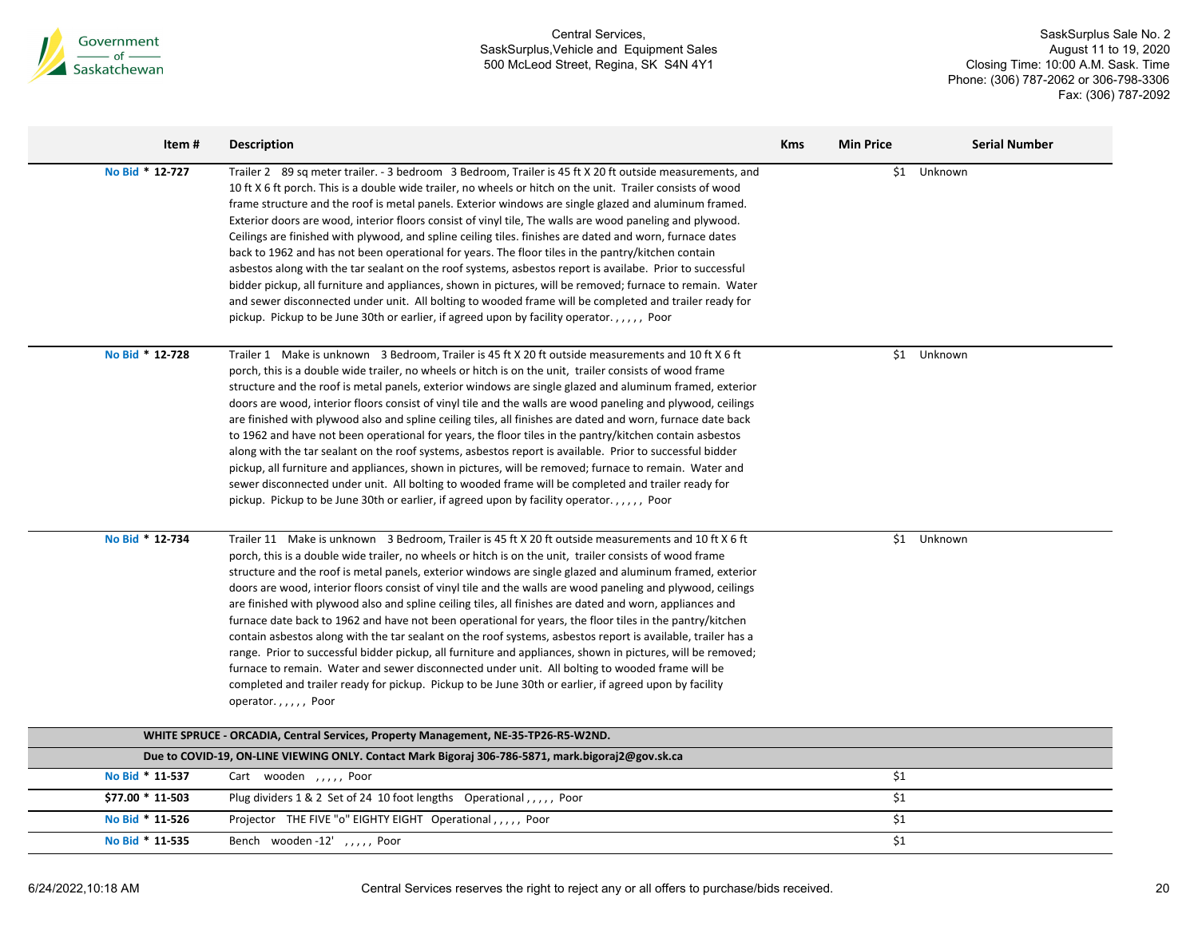| Item # | Description | Kms | Min Price | Serial Number |
|---|---|---|---|---|
| No Bid * 12-727 | Trailer 2 89 sq meter trailer. - 3 bedroom 3 Bedroom, Trailer is 45 ft X 20 ft outside measurements, and 10 ft X 6 ft porch. This is a double wide trailer, no wheels or hitch on the unit. Trailer consists of wood frame structure and the roof is metal panels. Exterior windows are single glazed and aluminum framed. Exterior doors are wood, interior floors consist of vinyl tile, The walls are wood paneling and plywood. Ceilings are finished with plywood, and spline ceiling tiles. finishes are dated and worn, furnace dates back to 1962 and has not been operational for years. The floor tiles in the pantry/kitchen contain asbestos along with the tar sealant on the roof systems, asbestos report is availabe. Prior to successful bidder pickup, all furniture and appliances, shown in pictures, will be removed; furnace to remain. Water and sewer disconnected under unit. All bolting to wooded frame will be completed and trailer ready for pickup. Pickup to be June 30th or earlier, if agreed upon by facility operator. , , , , , Poor | | $1 | Unknown |
| No Bid * 12-728 | Trailer 1 Make is unknown 3 Bedroom, Trailer is 45 ft X 20 ft outside measurements and 10 ft X 6 ft porch, this is a double wide trailer, no wheels or hitch is on the unit, trailer consists of wood frame structure and the roof is metal panels, exterior windows are single glazed and aluminum framed, exterior doors are wood, interior floors consist of vinyl tile and the walls are wood paneling and plywood, ceilings are finished with plywood also and spline ceiling tiles, all finishes are dated and worn, furnace date back to 1962 and have not been operational for years, the floor tiles in the pantry/kitchen contain asbestos along with the tar sealant on the roof systems, asbestos report is available. Prior to successful bidder pickup, all furniture and appliances, shown in pictures, will be removed; furnace to remain. Water and sewer disconnected under unit. All bolting to wooded frame will be completed and trailer ready for pickup. Pickup to be June 30th or earlier, if agreed upon by facility operator. , , , , , Poor | | $1 | Unknown |
| No Bid * 12-734 | Trailer 11 Make is unknown 3 Bedroom, Trailer is 45 ft X 20 ft outside measurements and 10 ft X 6 ft porch, this is a double wide trailer, no wheels or hitch is on the unit, trailer consists of wood frame structure and the roof is metal panels, exterior windows are single glazed and aluminum framed, exterior doors are wood, interior floors consist of vinyl tile and the walls are wood paneling and plywood, ceilings are finished with plywood also and spline ceiling tiles, all finishes are dated and worn, appliances and furnace date back to 1962 and have not been operational for years, the floor tiles in the pantry/kitchen contain asbestos along with the tar sealant on the roof systems, asbestos report is available, trailer has a range. Prior to successful bidder pickup, all furniture and appliances, shown in pictures, will be removed; furnace to remain. Water and sewer disconnected under unit. All bolting to wooded frame will be completed and trailer ready for pickup. Pickup to be June 30th or earlier, if agreed upon by facility operator. , , , , , Poor | | $1 | Unknown |
| | **WHITE SPRUCE - ORCADIA, Central Services, Property Management, NE-35-TP26-R5-W2ND.** | | | |
| | **Due to COVID-19, ON-LINE VIEWING ONLY. Contact Mark Bigoraj 306-786-5871, mark.bigoraj2@gov.sk.ca** | | | |
| No Bid * 11-537 | Cart wooden , , , , , Poor | | $1 | |
| $77.00 * 11-503 | Plug dividers 1 & 2 Set of 24 10 foot lengths Operational , , , , , Poor | | $1 | |
| No Bid * 11-526 | Projector THE FIVE "o" EIGHTY EIGHT Operational , , , , , Poor | | $1 | |
| No Bid * 11-535 | Bench wooden -12' , , , , , Poor | | $1 | |

Central Services reserves the right to reject any or all offers to purchase/bids received.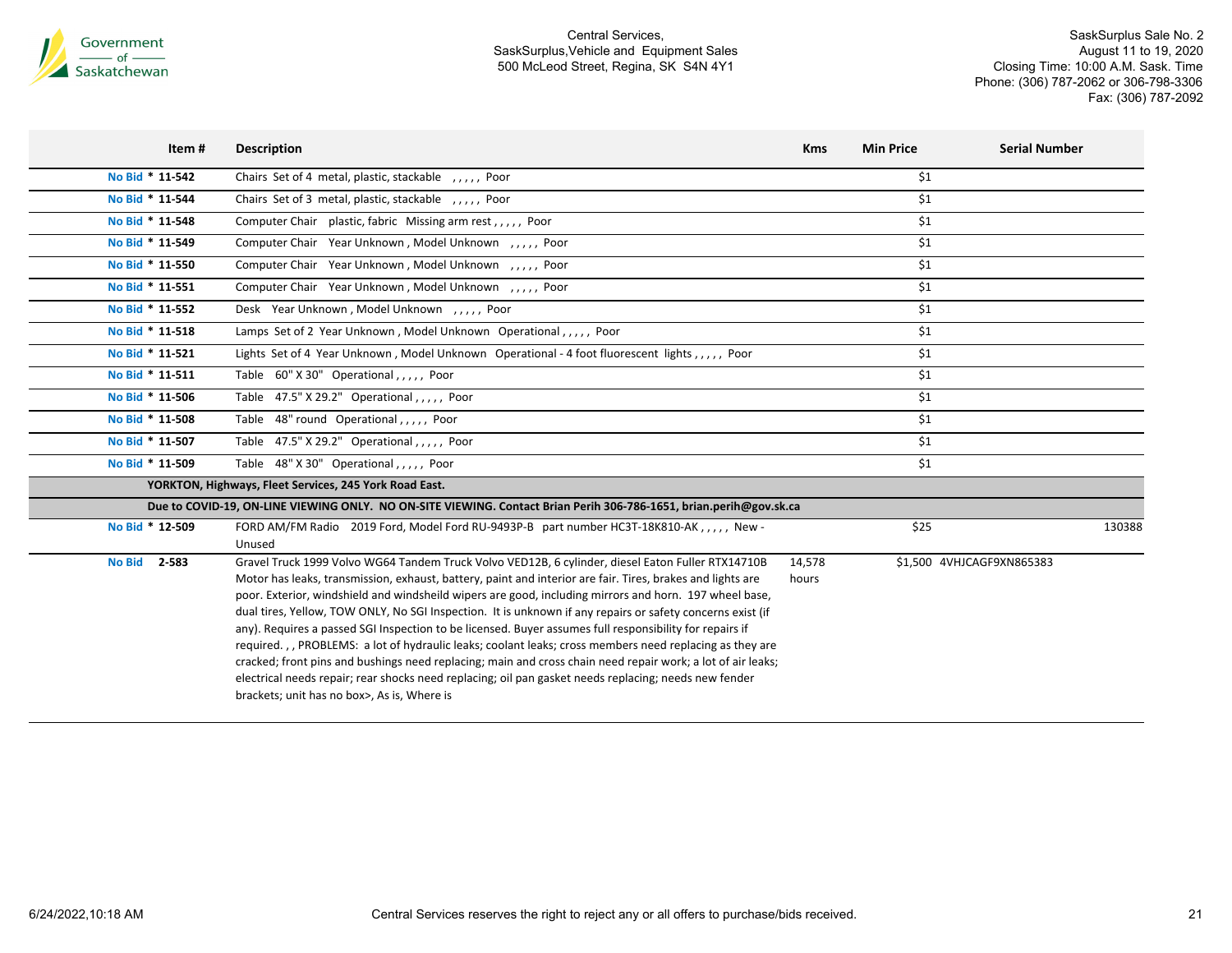| Item # | Description | Kms | Min Price | Serial Number |
|---|---|---|---|---|
| No Bid * 11-542 | Chairs Set of 4 metal, plastic, stackable , , , , , Poor | | $1 | |
| No Bid * 11-544 | Chairs Set of 3 metal, plastic, stackable , , , , , Poor | | $1 | |
| No Bid * 11-548 | Computer Chair plastic, fabric Missing arm rest , , , , , Poor | | $1 | |
| No Bid * 11-549 | Computer Chair Year Unknown , Model Unknown , , , , , Poor | | $1 | |
| No Bid * 11-550 | Computer Chair Year Unknown , Model Unknown , , , , , Poor | | $1 | |
| No Bid * 11-551 | Computer Chair Year Unknown , Model Unknown , , , , , Poor | | $1 | |
| No Bid * 11-552 | Desk Year Unknown , Model Unknown , , , , , Poor | | $1 | |
| No Bid * 11-518 | Lamps Set of 2 Year Unknown , Model Unknown Operational , , , , , Poor | | $1 | |
| No Bid * 11-521 | Lights Set of 4 Year Unknown , Model Unknown Operational - 4 foot fluorescent lights , , , , , Poor | | $1 | |
| No Bid * 11-511 | Table 60" X 30" Operational , , , , , Poor | | $1 | |
| No Bid * 11-506 | Table 47.5" X 29.2" Operational , , , , , Poor | | $1 | |
| No Bid * 11-508 | Table 48" round Operational , , , , , Poor | | $1 | |
| No Bid * 11-507 | Table 47.5" X 29.2" Operational , , , , , Poor | | $1 | |
| No Bid * 11-509 | Table 48" X 30" Operational , , , , , Poor | | $1 | |
| **YORKTON, Highways, Fleet Services, 245 York Road East.** | | | | |
| **Due to COVID-19, ON-LINE VIEWING ONLY. NO ON-SITE VIEWING. Contact Brian Perih 306-786-1651, brian.perih@gov.sk.ca** | | | | |
| No Bid * 12-509 | FORD AM/FM Radio 2019 Ford, Model Ford RU-9493P-B part number HC3T-18K810-AK , , , , , New - Unused | | $25 | 130388 |
| No Bid 2-583 | Gravel Truck 1999 Volvo WG64 Tandem Truck Volvo VED12B, 6 cylinder, diesel Eaton Fuller RTX14710B Motor has leaks, transmission, exhaust, battery, paint and interior are fair. Tires, brakes and lights are poor. Exterior, windshield and windsheild wipers are good, including mirrors and horn. 197 wheel base, dual tires, Yellow, TOW ONLY, No SGI Inspection. It is unknown if any repairs or safety concerns exist (if any). Requires a passed SGI Inspection to be licensed. Buyer assumes full responsibility for repairs if required. , , PROBLEMS: a lot of hydraulic leaks; coolant leaks; cross members need replacing as they are cracked; front pins and bushings need replacing; main and cross chain need repair work; a lot of air leaks; electrical needs repair; rear shocks need replacing; oil pan gasket needs replacing; needs new fender brackets; unit has no box>, As is, Where is | 14,578 hours | $1,500 | 4VHJCAGF9XN865383 |